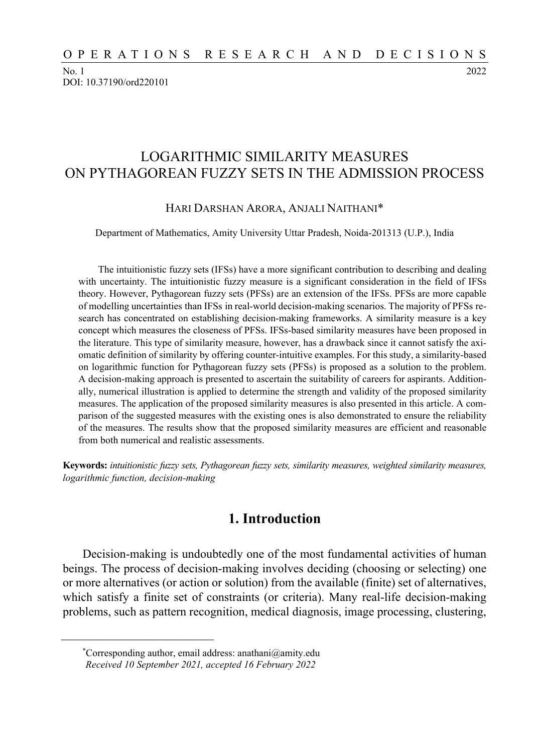# LOGARITHMIC SIMILARITY MEASURES ON PYTHAGOREAN FUZZY SETS IN THE ADMISSION PROCESS

HARI DARSHAN ARORA, ANJALI NAITHANI*

Department of Mathematics, Amity University Uttar Pradesh, Noida-201313 (U.P.), India

The intuitionistic fuzzy sets (IFSs) have a more significant contribution to describing and dealing with uncertainty. The intuitionistic fuzzy measure is a significant consideration in the field of IFSs theory. However, Pythagorean fuzzy sets (PFSs) are an extension of the IFSs. PFSs are more capable of modelling uncertainties than IFSs in real-world decision-making scenarios. The majority of PFSs research has concentrated on establishing decision-making frameworks. A similarity measure is a key concept which measures the closeness of PFSs. IFSs-based similarity measures have been proposed in the literature. This type of similarity measure, however, has a drawback since it cannot satisfy the axiomatic definition of similarity by offering counter-intuitive examples. For this study, a similarity-based on logarithmic function for Pythagorean fuzzy sets (PFSs) is proposed as a solution to the problem. A decision-making approach is presented to ascertain the suitability of careers for aspirants. Additionally, numerical illustration is applied to determine the strength and validity of the proposed similarity measures. The application of the proposed similarity measures is also presented in this article. A comparison of the suggested measures with the existing ones is also demonstrated to ensure the reliability of the measures. The results show that the proposed similarity measures are efficient and reasonable from both numerical and realistic assessments.

**Keywords:** *intuitionistic fuzzy sets, Pythagorean fuzzy sets, similarity measures, weighted similarity measures, logarithmic function, decision-making*

## 1. Introduction

Decision-making is undoubtedly one of the most fundamental activities of human beings. The process of decision-making involves deciding (choosing or selecting) one or more alternatives (or action or solution) from the available (finite) set of alternatives, which satisfy a finite set of constraints (or criteria). Many real-life decision-making problems, such as pattern recognition, medical diagnosis, image processing, clustering,

*Corresponding author, email address: anathani@amity.edu
*Received 10 September 2021, accepted 16 February 2022*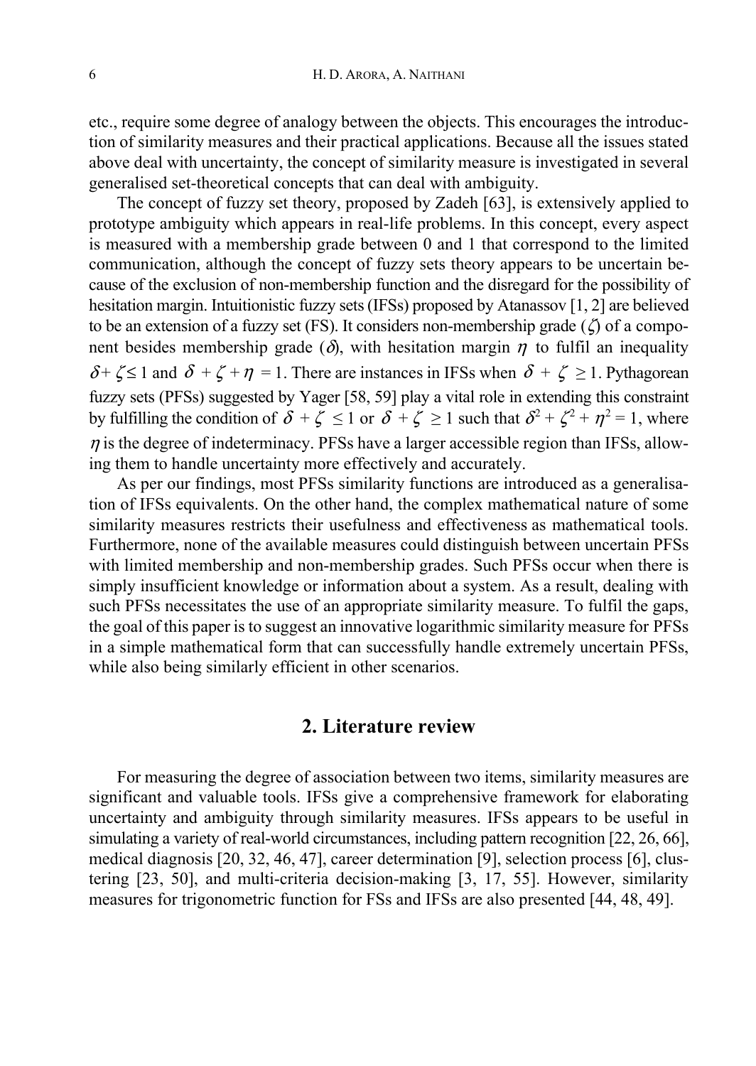etc., require some degree of analogy between the objects. This encourages the introduction of similarity measures and their practical applications. Because all the issues stated above deal with uncertainty, the concept of similarity measure is investigated in several generalised set-theoretical concepts that can deal with ambiguity.

The concept of fuzzy set theory, proposed by Zadeh [63], is extensively applied to prototype ambiguity which appears in real-life problems. In this concept, every aspect is measured with a membership grade between 0 and 1 that correspond to the limited communication, although the concept of fuzzy sets theory appears to be uncertain because of the exclusion of non-membership function and the disregard for the possibility of hesitation margin. Intuitionistic fuzzy sets (IFSs) proposed by Atanassov [1, 2] are believed to be an extension of a fuzzy set (FS). It considers non-membership grade ($\zeta$) of a component besides membership grade ($\delta$), with hesitation margin $\eta$ to fulfil an inequality $\delta + \zeta \le 1$ and $\delta + \zeta + \eta = 1$. There are instances in IFSs when $\delta + \zeta \ge 1$. Pythagorean fuzzy sets (PFSs) suggested by Yager [58, 59] play a vital role in extending this constraint by fulfilling the condition of $\delta + \zeta \le 1$ or $\delta + \zeta \ge 1$ such that $\delta^2 + \zeta^2 + \eta^2 = 1$, where $\eta$ is the degree of indeterminacy. PFSs have a larger accessible region than IFSs, allowing them to handle uncertainty more effectively and accurately.

As per our findings, most PFSs similarity functions are introduced as a generalisation of IFSs equivalents. On the other hand, the complex mathematical nature of some similarity measures restricts their usefulness and effectiveness as mathematical tools. Furthermore, none of the available measures could distinguish between uncertain PFSs with limited membership and non-membership grades. Such PFSs occur when there is simply insufficient knowledge or information about a system. As a result, dealing with such PFSs necessitates the use of an appropriate similarity measure. To fulfil the gaps, the goal of this paper is to suggest an innovative logarithmic similarity measure for PFSs in a simple mathematical form that can successfully handle extremely uncertain PFSs, while also being similarly efficient in other scenarios.

## 2. Literature review

For measuring the degree of association between two items, similarity measures are significant and valuable tools. IFSs give a comprehensive framework for elaborating uncertainty and ambiguity through similarity measures. IFSs appears to be useful in simulating a variety of real-world circumstances, including pattern recognition [22, 26, 66], medical diagnosis [20, 32, 46, 47], career determination [9], selection process [6], clustering [23, 50], and multi-criteria decision-making [3, 17, 55]. However, similarity measures for trigonometric function for FSs and IFSs are also presented [44, 48, 49].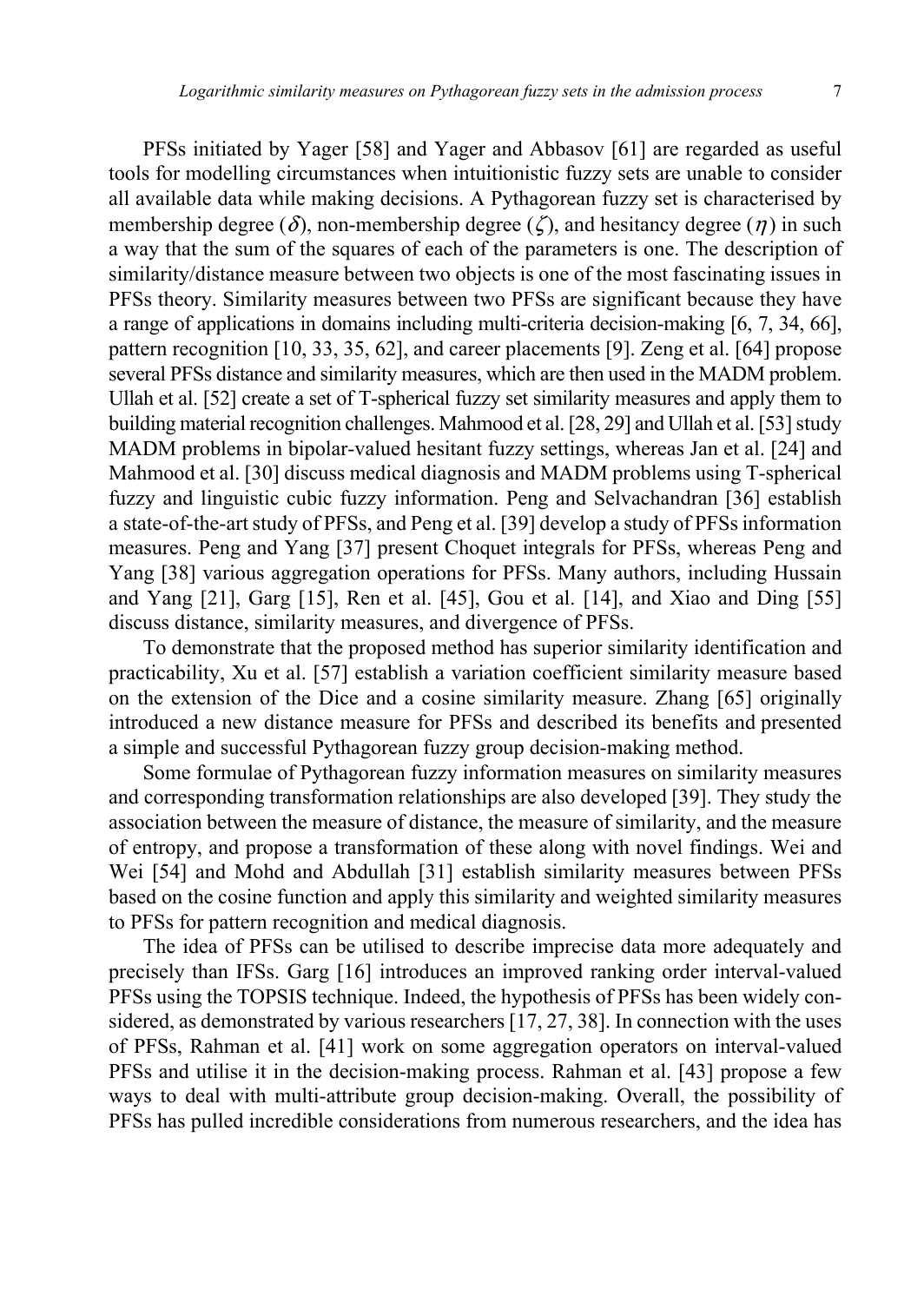PFSs initiated by Yager [58] and Yager and Abbasov [61] are regarded as useful tools for modelling circumstances when intuitionistic fuzzy sets are unable to consider all available data while making decisions. A Pythagorean fuzzy set is characterised by membership degree ($\delta$), non-membership degree ($\zeta$), and hesitancy degree ($\eta$) in such a way that the sum of the squares of each of the parameters is one. The description of similarity/distance measure between two objects is one of the most fascinating issues in PFSs theory. Similarity measures between two PFSs are significant because they have a range of applications in domains including multi-criteria decision-making [6, 7, 34, 66], pattern recognition [10, 33, 35, 62], and career placements [9]. Zeng et al. [64] propose several PFSs distance and similarity measures, which are then used in the MADM problem. Ullah et al. [52] create a set of T-spherical fuzzy set similarity measures and apply them to building material recognition challenges. Mahmood et al. [28, 29] and Ullah et al. [53] study MADM problems in bipolar-valued hesitant fuzzy settings, whereas Jan et al. [24] and Mahmood et al. [30] discuss medical diagnosis and MADM problems using T-spherical fuzzy and linguistic cubic fuzzy information. Peng and Selvachandran [36] establish a state-of-the-art study of PFSs, and Peng et al. [39] develop a study of PFSs information measures. Peng and Yang [37] present Choquet integrals for PFSs, whereas Peng and Yang [38] various aggregation operations for PFSs. Many authors, including Hussain and Yang [21], Garg [15], Ren et al. [45], Gou et al. [14], and Xiao and Ding [55] discuss distance, similarity measures, and divergence of PFSs.

To demonstrate that the proposed method has superior similarity identification and practicability, Xu et al. [57] establish a variation coefficient similarity measure based on the extension of the Dice and a cosine similarity measure. Zhang [65] originally introduced a new distance measure for PFSs and described its benefits and presented a simple and successful Pythagorean fuzzy group decision-making method.

Some formulae of Pythagorean fuzzy information measures on similarity measures and corresponding transformation relationships are also developed [39]. They study the association between the measure of distance, the measure of similarity, and the measure of entropy, and propose a transformation of these along with novel findings. Wei and Wei [54] and Mohd and Abdullah [31] establish similarity measures between PFSs based on the cosine function and apply this similarity and weighted similarity measures to PFSs for pattern recognition and medical diagnosis.

The idea of PFSs can be utilised to describe imprecise data more adequately and precisely than IFSs. Garg [16] introduces an improved ranking order interval-valued PFSs using the TOPSIS technique. Indeed, the hypothesis of PFSs has been widely considered, as demonstrated by various researchers [17, 27, 38]. In connection with the uses of PFSs, Rahman et al. [41] work on some aggregation operators on interval-valued PFSs and utilise it in the decision-making process. Rahman et al. [43] propose a few ways to deal with multi-attribute group decision-making. Overall, the possibility of PFSs has pulled incredible considerations from numerous researchers, and the idea has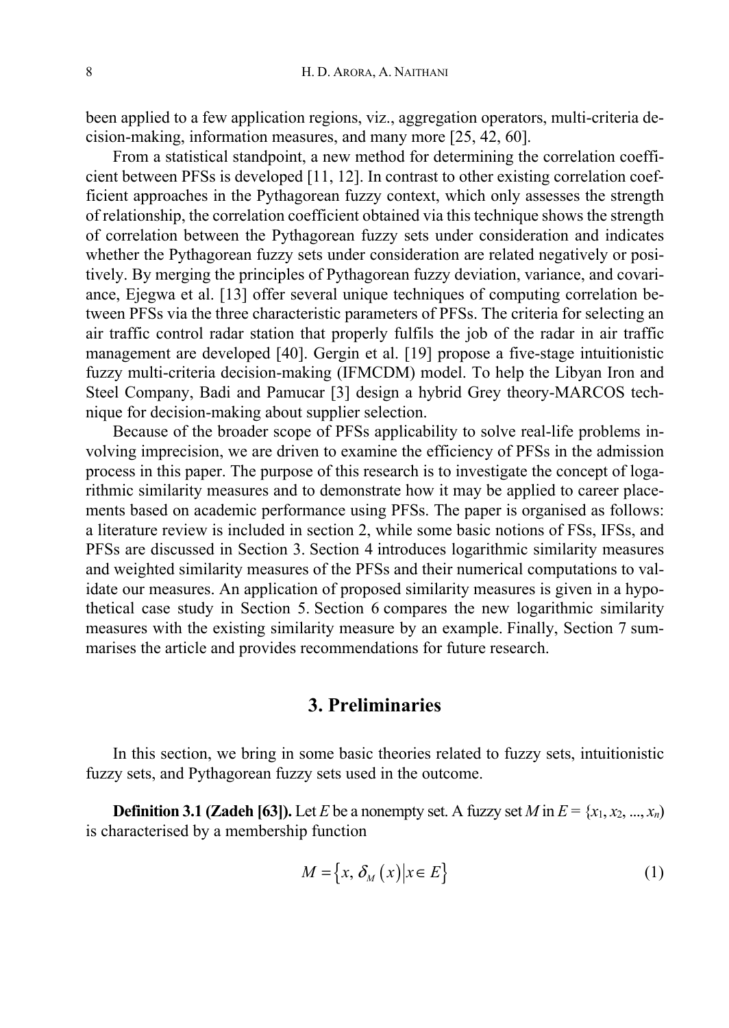been applied to a few application regions, viz., aggregation operators, multi-criteria decision-making, information measures, and many more [25, 42, 60].

From a statistical standpoint, a new method for determining the correlation coefficient between PFSs is developed [11, 12]. In contrast to other existing correlation coefficient approaches in the Pythagorean fuzzy context, which only assesses the strength of relationship, the correlation coefficient obtained via this technique shows the strength of correlation between the Pythagorean fuzzy sets under consideration and indicates whether the Pythagorean fuzzy sets under consideration are related negatively or positively. By merging the principles of Pythagorean fuzzy deviation, variance, and covariance, Ejegwa et al. [13] offer several unique techniques of computing correlation between PFSs via the three characteristic parameters of PFSs. The criteria for selecting an air traffic control radar station that properly fulfils the job of the radar in air traffic management are developed [40]. Gergin et al. [19] propose a five-stage intuitionistic fuzzy multi-criteria decision-making (IFMCDM) model. To help the Libyan Iron and Steel Company, Badi and Pamucar [3] design a hybrid Grey theory-MARCOS technique for decision-making about supplier selection.

Because of the broader scope of PFSs applicability to solve real-life problems involving imprecision, we are driven to examine the efficiency of PFSs in the admission process in this paper. The purpose of this research is to investigate the concept of logarithmic similarity measures and to demonstrate how it may be applied to career placements based on academic performance using PFSs. The paper is organised as follows: a literature review is included in section 2, while some basic notions of FSs, IFSs, and PFSs are discussed in Section 3. Section 4 introduces logarithmic similarity measures and weighted similarity measures of the PFSs and their numerical computations to validate our measures. An application of proposed similarity measures is given in a hypothetical case study in Section 5. Section 6 compares the new logarithmic similarity measures with the existing similarity measure by an example. Finally, Section 7 summarises the article and provides recommendations for future research.

## 3. Preliminaries

In this section, we bring in some basic theories related to fuzzy sets, intuitionistic fuzzy sets, and Pythagorean fuzzy sets used in the outcome.

**Definition 3.1 (Zadeh [63]).** Let $E$ be a nonempty set. A fuzzy set $M$ in $E = \{x_1, x_2, ..., x_n\}$ is characterised by a membership function

$$M = \{x, \delta_M(x) | x \in E\} \tag{1}$$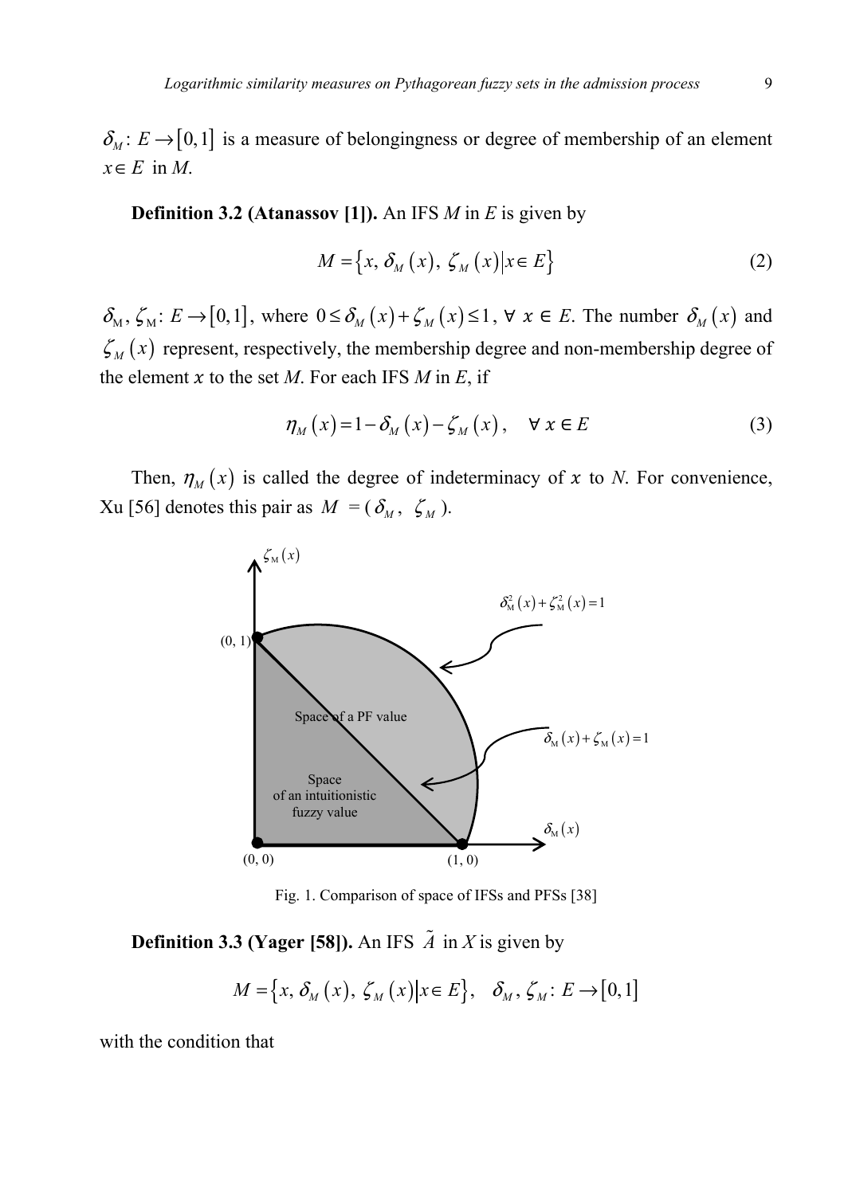$\delta_M : E \to [0,1]$ is a measure of belongingness or degree of membership of an element $x \in E$ in *M*.

**Definition 3.2 (Atanassov [1]).** An IFS *M* in *E* is given by

$$M = \{x, \delta_M(x), \zeta_M(x) | x \in E\} \tag{2}$$

$\delta_M, \zeta_M : E \to [0,1]$, where $0 \le \delta_M(x) + \zeta_M(x) \le 1$, $\forall\ x \in E$. The number $\delta_M(x)$ and $\zeta_M(x)$ represent, respectively, the membership degree and non-membership degree of the element $x$ to the set *M*. For each IFS *M* in *E*, if

$$\eta_M(x) = 1 - \delta_M(x) - \zeta_M(x), \quad \forall\ x \in E \tag{3}$$

Then, $\eta_M(x)$ is called the degree of indeterminacy of $x$ to *N*. For convenience, Xu [56] denotes this pair as $M = (\delta_M, \zeta_M)$.

Fig. 1. Comparison of space of IFSs and PFSs [38]

**Definition 3.3 (Yager [58]).** An IFS $\tilde{A}$ in *X* is given by

$$M = \{x, \delta_M(x), \zeta_M(x) | x \in E\}, \quad \delta_M, \zeta_M : E \to [0,1]$$

with the condition that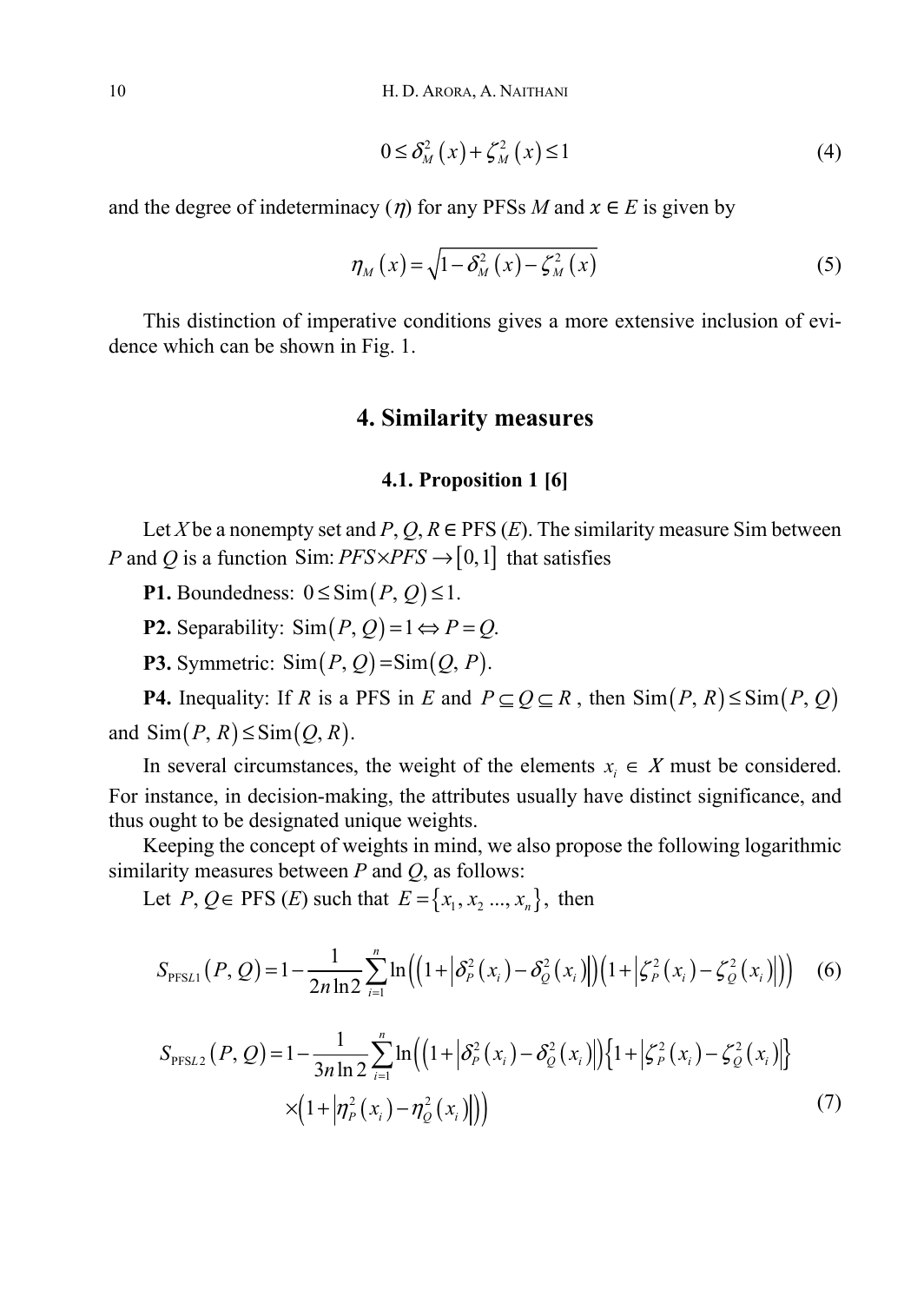$$0 \le \delta_M^2(x) + \zeta_M^2(x) \le 1 \tag{4}$$

and the degree of indeterminacy ($\eta$) for any PFSs $M$ and $x \in E$ is given by

$$\eta_M(x) = \sqrt{1 - \delta_M^2(x) - \zeta_M^2(x)} \tag{5}$$

This distinction of imperative conditions gives a more extensive inclusion of evidence which can be shown in Fig. 1.

## 4. Similarity measures

### 4.1. Proposition 1 [6]

Let $X$ be a nonempty set and $P, Q, R \in$ PFS ($E$). The similarity measure Sim between $P$ and $Q$ is a function $\text{Sim}: PFS \times PFS \to [0, 1]$ that satisfies

**P1.** Boundedness: $0 \le \text{Sim}(P, Q) \le 1.$

**P2.** Separability: $\text{Sim}(P, Q) = 1 \Leftrightarrow P = Q.$

**P3.** Symmetric: $\text{Sim}(P, Q) = \text{Sim}(Q, P).$

**P4.** Inequality: If $R$ is a PFS in $E$ and $P \subseteq Q \subseteq R$, then $\text{Sim}(P, R) \le \text{Sim}(P, Q)$ and $\text{Sim}(P, R) \le \text{Sim}(Q, R).$

In several circumstances, the weight of the elements $x_i \in X$ must be considered. For instance, in decision-making, the attributes usually have distinct significance, and thus ought to be designated unique weights.

Keeping the concept of weights in mind, we also propose the following logarithmic similarity measures between $P$ and $Q$, as follows:

Let $P, Q \in$ PFS ($E$) such that $E = \{x_1, x_2 \ldots, x_n\}$, then

$$S_{\text{PFS}L1}(P, Q) = 1 - \frac{1}{2n \ln 2} \sum_{i=1}^{n} \ln\Big(\big(1 + \big|\delta_P^2(x_i) - \delta_Q^2(x_i)\big|\big)\big(1 + \big|\zeta_P^2(x_i) - \zeta_Q^2(x_i)\big|\big)\Big) \tag{6}$$

$$\begin{aligned} S_{\text{PFS}L2}(P, Q) = 1 - \frac{1}{3n \ln 2} \sum_{i=1}^{n} \ln\Big(&\big(1 + \big|\delta_P^2(x_i) - \delta_Q^2(x_i)\big|\big)\big\{1 + \big|\zeta_P^2(x_i) - \zeta_Q^2(x_i)\big|\big\} \\ &\times \big(1 + \big|\eta_P^2(x_i) - \eta_Q^2(x_i)\big|\big)\Big) \end{aligned} \tag{7}$$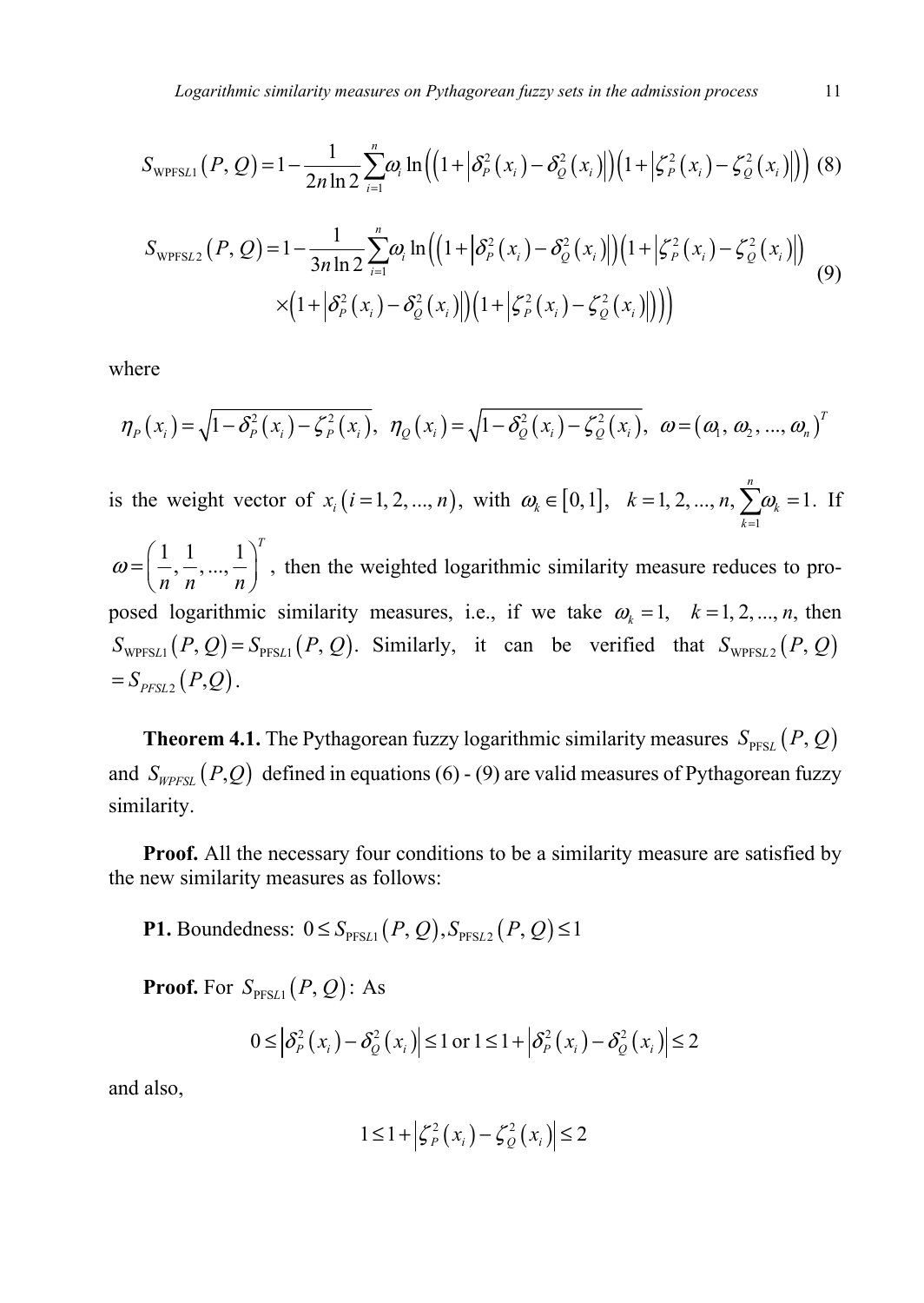$$S_{\mathrm{WPFS}L1}(P, Q) = 1 - \frac{1}{2n\ln 2}\sum_{i=1}^{n}\omega_i \ln\left(\left(1+\left|\delta_P^2(x_i) - \delta_Q^2(x_i)\right|\right)\left(1+\left|\zeta_P^2(x_i) - \zeta_Q^2(x_i)\right|\right)\right) \quad (8)$$

$$S_{\mathrm{WPFS}L2}(P, Q) = 1 - \frac{1}{3n\ln 2}\sum_{i=1}^{n}\omega_i \ln\left(\left(1+\left|\delta_P^2(x_i) - \delta_Q^2(x_i)\right|\right)\left(1+\left|\zeta_P^2(x_i) - \zeta_Q^2(x_i)\right|\right) \times\left(1+\left|\delta_P^2(x_i) - \delta_Q^2(x_i)\right|\right)\left(1+\left|\zeta_P^2(x_i) - \zeta_Q^2(x_i)\right|\right)\right) \quad (9)$$

where

$$\eta_P(x_i) = \sqrt{1-\delta_P^2(x_i) - \zeta_P^2(x_i)},\ \eta_Q(x_i) = \sqrt{1-\delta_Q^2(x_i) - \zeta_Q^2(x_i)},\ \omega = (\omega_1, \omega_2, ..., \omega_n)^T$$

is the weight vector of $x_i\,(i = 1, 2, ..., n)$, with $\omega_k \in [0,1],\ \ k = 1, 2, ..., n, \sum_{k=1}^{n}\omega_k = 1$. If $\omega = \left(\frac{1}{n}, \frac{1}{n}, ..., \frac{1}{n}\right)^T$, then the weighted logarithmic similarity measure reduces to proposed logarithmic similarity measures, i.e., if we take $\omega_k = 1,\ \ k = 1, 2, ..., n,$ then $S_{\mathrm{WPFS}L1}(P, Q) = S_{\mathrm{PFS}L1}(P, Q)$. Similarly, it can be verified that $S_{\mathrm{WPFS}L2}(P, Q) = S_{PFSL2}(P, Q)$.

**Theorem 4.1.** The Pythagorean fuzzy logarithmic similarity measures $S_{\mathrm{PFS}L}(P, Q)$ and $S_{WPFSL}(P, Q)$ defined in equations (6) - (9) are valid measures of Pythagorean fuzzy similarity.

**Proof.** All the necessary four conditions to be a similarity measure are satisfied by the new similarity measures as follows:

**P1.** Boundedness: $0 \le S_{\mathrm{PFS}L1}(P, Q), S_{\mathrm{PFS}L2}(P, Q) \le 1$

**Proof.** For $S_{\mathrm{PFS}L1}(P, Q)$: As

$$0 \le \left|\delta_P^2(x_i) - \delta_Q^2(x_i)\right| \le 1 \text{ or } 1 \le 1 + \left|\delta_P^2(x_i) - \delta_Q^2(x_i)\right| \le 2$$

and also,

$$1 \le 1 + \left|\zeta_P^2(x_i) - \zeta_Q^2(x_i)\right| \le 2$$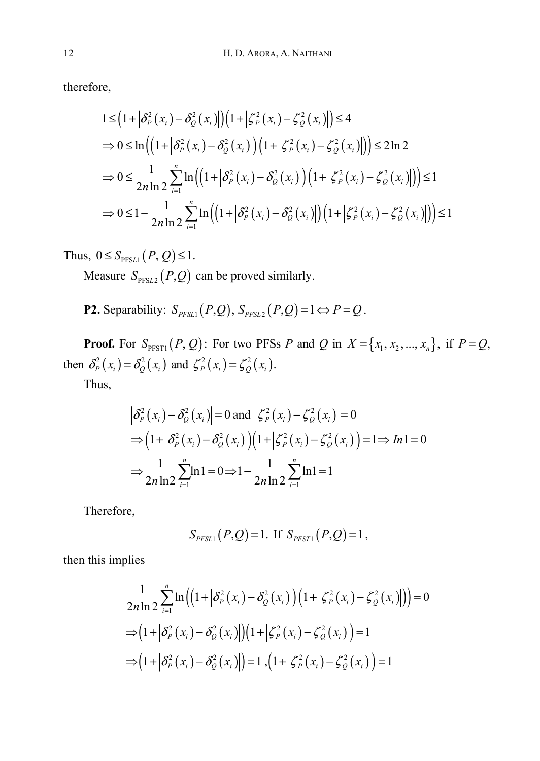therefore,

$$1 \leq \left(1+\left|\delta_P^2(x_i)-\delta_Q^2(x_i)\right|\right)\left(1+\left|\zeta_P^2(x_i)-\zeta_Q^2(x_i)\right|\right) \leq 4$$

$$\Rightarrow 0 \leq \ln\left(\left(1+\left|\delta_P^2(x_i)-\delta_Q^2(x_i)\right|\right)\left(1+\left|\zeta_P^2(x_i)-\zeta_Q^2(x_i)\right|\right)\right) \leq 2\ln 2$$

$$\Rightarrow 0 \leq \frac{1}{2n\ln 2}\sum_{i=1}^{n}\ln\left(\left(1+\left|\delta_P^2(x_i)-\delta_Q^2(x_i)\right|\right)\left(1+\left|\zeta_P^2(x_i)-\zeta_Q^2(x_i)\right|\right)\right) \leq 1$$

$$\Rightarrow 0 \leq 1-\frac{1}{2n\ln 2}\sum_{i=1}^{n}\ln\left(\left(1+\left|\delta_P^2(x_i)-\delta_Q^2(x_i)\right|\right)\left(1+\left|\zeta_P^2(x_i)-\zeta_Q^2(x_i)\right|\right)\right) \leq 1$$

Thus, $0 \leq S_{\mathrm{PFS}L1}(P, Q) \leq 1$.

Measure $S_{\mathrm{PFS}L2}(P,Q)$ can be proved similarly.

**P2.** Separability: $S_{PFSL1}(P,Q),\, S_{PFSL2}(P,Q)=1 \Leftrightarrow P=Q$.

**Proof.** For $S_{\mathrm{PFST1}}(P, Q)$: For two PFSs $P$ and $Q$ in $X=\{x_1, x_2, ..., x_n\}$, if $P=Q$, then $\delta_P^2(x_i)=\delta_Q^2(x_i)$ and $\zeta_P^2(x_i)=\zeta_Q^2(x_i)$.

Thus,

$$\left|\delta_P^2(x_i)-\delta_Q^2(x_i)\right|=0 \text{ and } \left|\zeta_P^2(x_i)-\zeta_Q^2(x_i)\right|=0$$

$$\Rightarrow \left(1+\left|\delta_P^2(x_i)-\delta_Q^2(x_i)\right|\right)\left(1+\left|\zeta_P^2(x_i)-\zeta_Q^2(x_i)\right|\right)=1 \Rightarrow In1=0$$

$$\Rightarrow \frac{1}{2n\ln 2}\sum_{i=1}^{n}\ln 1=0 \Rightarrow 1-\frac{1}{2n\ln 2}\sum_{i=1}^{n}\ln 1=1$$

Therefore,

$$S_{PFSL1}(P,Q)=1. \text{ If } S_{PFST1}(P,Q)=1,$$

then this implies

$$\frac{1}{2n\ln 2}\sum_{i=1}^{n}\ln\left(\left(1+\left|\delta_P^2(x_i)-\delta_Q^2(x_i)\right|\right)\left(1+\left|\zeta_P^2(x_i)-\zeta_Q^2(x_i)\right|\right)\right)=0$$

$$\Rightarrow \left(1+\left|\delta_P^2(x_i)-\delta_Q^2(x_i)\right|\right)\left(1+\left|\zeta_P^2(x_i)-\zeta_Q^2(x_i)\right|\right)=1$$

$$\Rightarrow \left(1+\left|\delta_P^2(x_i)-\delta_Q^2(x_i)\right|\right)=1, \left(1+\left|\zeta_P^2(x_i)-\zeta_Q^2(x_i)\right|\right)=1$$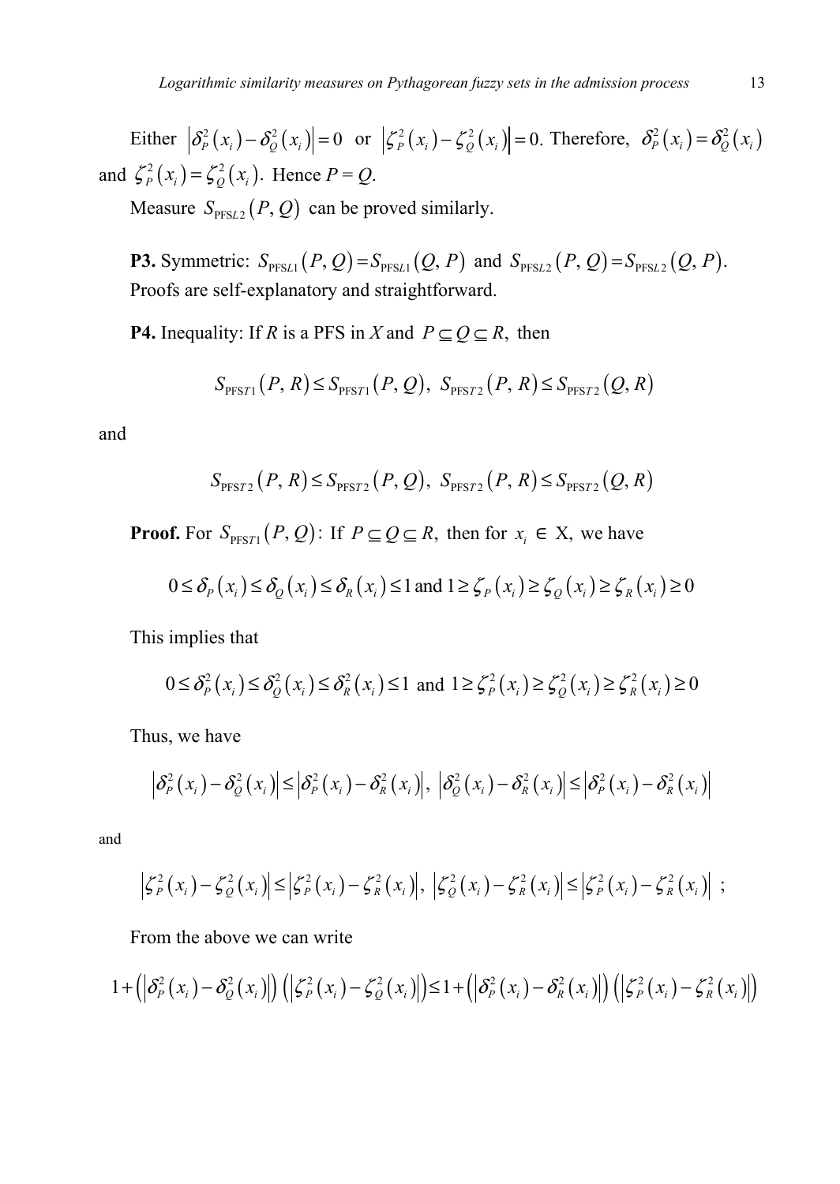Either $\left|\delta_P^2(x_i)-\delta_Q^2(x_i)\right|=0$ or $\left|\zeta_P^2(x_i)-\zeta_Q^2(x_i)\right|=0$. Therefore, $\delta_P^2(x_i)=\delta_Q^2(x_i)$ and $\zeta_P^2(x_i)=\zeta_Q^2(x_i)$. Hence $P = Q$.

Measure $S_{\mathrm{PFS}L2}(P,Q)$ can be proved similarly.

**P3.** Symmetric: $S_{\mathrm{PFS}L1}(P,Q)=S_{\mathrm{PFS}L1}(Q,P)$ and $S_{\mathrm{PFS}L2}(P,Q)=S_{\mathrm{PFS}L2}(Q,P)$. Proofs are self-explanatory and straightforward.

**P4.** Inequality: If $R$ is a PFS in $X$ and $P\subseteq Q\subseteq R,$ then

$$S_{\mathrm{PFS}T1}(P,R)\le S_{\mathrm{PFS}T1}(P,Q),\ S_{\mathrm{PFS}T2}(P,R)\le S_{\mathrm{PFS}T2}(Q,R)$$

and

$$S_{\mathrm{PFS}T2}(P,R)\le S_{\mathrm{PFS}T2}(P,Q),\ S_{\mathrm{PFS}T2}(P,R)\le S_{\mathrm{PFS}T2}(Q,R)$$

**Proof.** For $S_{\mathrm{PFS}T1}(P,Q)$: If $P\subseteq Q\subseteq R,$ then for $x_i\in$ X, we have

$$0\le\delta_P(x_i)\le\delta_Q(x_i)\le\delta_R(x_i)\le 1 \text{ and } 1\ge\zeta_P(x_i)\ge\zeta_Q(x_i)\ge\zeta_R(x_i)\ge 0$$

This implies that

$$0\le\delta_P^2(x_i)\le\delta_Q^2(x_i)\le\delta_R^2(x_i)\le 1 \text{ and } 1\ge\zeta_P^2(x_i)\ge\zeta_Q^2(x_i)\ge\zeta_R^2(x_i)\ge 0$$

Thus, we have

$$\left|\delta_P^2(x_i)-\delta_Q^2(x_i)\right|\le\left|\delta_P^2(x_i)-\delta_R^2(x_i)\right|,\ \left|\delta_Q^2(x_i)-\delta_R^2(x_i)\right|\le\left|\delta_P^2(x_i)-\delta_R^2(x_i)\right|$$

and

$$\left|\zeta_P^2(x_i)-\zeta_Q^2(x_i)\right|\le\left|\zeta_P^2(x_i)-\zeta_R^2(x_i)\right|,\ \left|\zeta_Q^2(x_i)-\zeta_R^2(x_i)\right|\le\left|\zeta_P^2(x_i)-\zeta_R^2(x_i)\right|\ ;$$

From the above we can write

$$1+\left(\left|\delta_P^2(x_i)-\delta_Q^2(x_i)\right|\right)\left(\left|\zeta_P^2(x_i)-\zeta_Q^2(x_i)\right|\right)\le 1+\left(\left|\delta_P^2(x_i)-\delta_R^2(x_i)\right|\right)\left(\left|\zeta_P^2(x_i)-\zeta_R^2(x_i)\right|\right)$$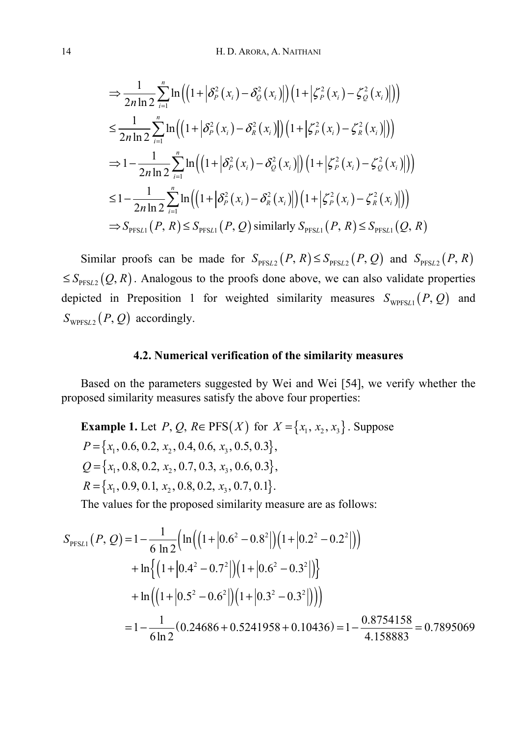$$\Rightarrow \frac{1}{2n\ln 2}\sum_{i=1}^{n}\ln\left(\left(1+\left|\delta_P^2(x_i)-\delta_Q^2(x_i)\right|\right)\left(1+\left|\zeta_P^2(x_i)-\zeta_Q^2(x_i)\right|\right)\right)$$

$$\leq \frac{1}{2n\ln 2}\sum_{i=1}^{n}\ln\left(\left(1+\left|\delta_P^2(x_i)-\delta_R^2(x_i)\right|\right)\left(1+\left|\zeta_P^2(x_i)-\zeta_R^2(x_i)\right|\right)\right)$$

$$\Rightarrow 1-\frac{1}{2n\ln 2}\sum_{i=1}^{n}\ln\left(\left(1+\left|\delta_P^2(x_i)-\delta_Q^2(x_i)\right|\right)\left(1+\left|\zeta_P^2(x_i)-\zeta_Q^2(x_i)\right|\right)\right)$$

$$\leq 1-\frac{1}{2n\ln 2}\sum_{i=1}^{n}\ln\left(\left(1+\left|\delta_P^2(x_i)-\delta_R^2(x_i)\right|\right)\left(1+\left|\zeta_P^2(x_i)-\zeta_R^2(x_i)\right|\right)\right)$$

$$\Rightarrow S_{\mathrm{PFS}L1}(P,R)\leq S_{\mathrm{PFS}L1}(P,Q)\ \text{similarly}\ S_{\mathrm{PFS}L1}(P,R)\leq S_{\mathrm{PFS}L1}(Q,R)$$

Similar proofs can be made for $S_{\mathrm{PFS}L2}(P,R)\leq S_{\mathrm{PFS}L2}(P,Q)$ and $S_{\mathrm{PFS}L2}(P,R)\leq S_{\mathrm{PFS}L2}(Q,R)$. Analogous to the proofs done above, we can also validate properties depicted in Preposition 1 for weighted similarity measures $S_{\mathrm{WPFS}L1}(P,Q)$ and $S_{\mathrm{WPFS}L2}(P,Q)$ accordingly.

### 4.2. Numerical verification of the similarity measures

Based on the parameters suggested by Wei and Wei [54], we verify whether the proposed similarity measures satisfy the above four properties:

**Example 1.** Let $P, Q, R\in \mathrm{PFS}(X)$ for $X=\{x_1, x_2, x_3\}$. Suppose

$P=\{x_1, 0.6, 0.2, x_2, 0.4, 0.6, x_3, 0.5, 0.3\}$,

$Q=\{x_1, 0.8, 0.2, x_2, 0.7, 0.3, x_3, 0.6, 0.3\}$,

$R=\{x_1, 0.9, 0.1, x_2, 0.8, 0.2, x_3, 0.7, 0.1\}$.

The values for the proposed similarity measure are as follows:

$$\begin{aligned}S_{\mathrm{PFS}L1}(P,Q)&=1-\frac{1}{6\ln 2}\Big(\ln\left(\left(1+\left|0.6^2-0.8^2\right|\right)\left(1+\left|0.2^2-0.2^2\right|\right)\right)\\&\quad+\ln\left\{\left(1+\left|0.4^2-0.7^2\right|\right)\left(1+\left|0.6^2-0.3^2\right|\right)\right\}\\&\quad+\ln\left(\left(1+\left|0.5^2-0.6^2\right|\right)\left(1+\left|0.3^2-0.3^2\right|\right)\right)\Big)\\&=1-\frac{1}{6\ln 2}(0.24686+0.5241958+0.10436)=1-\frac{0.8754158}{4.158883}=0.7895069\end{aligned}$$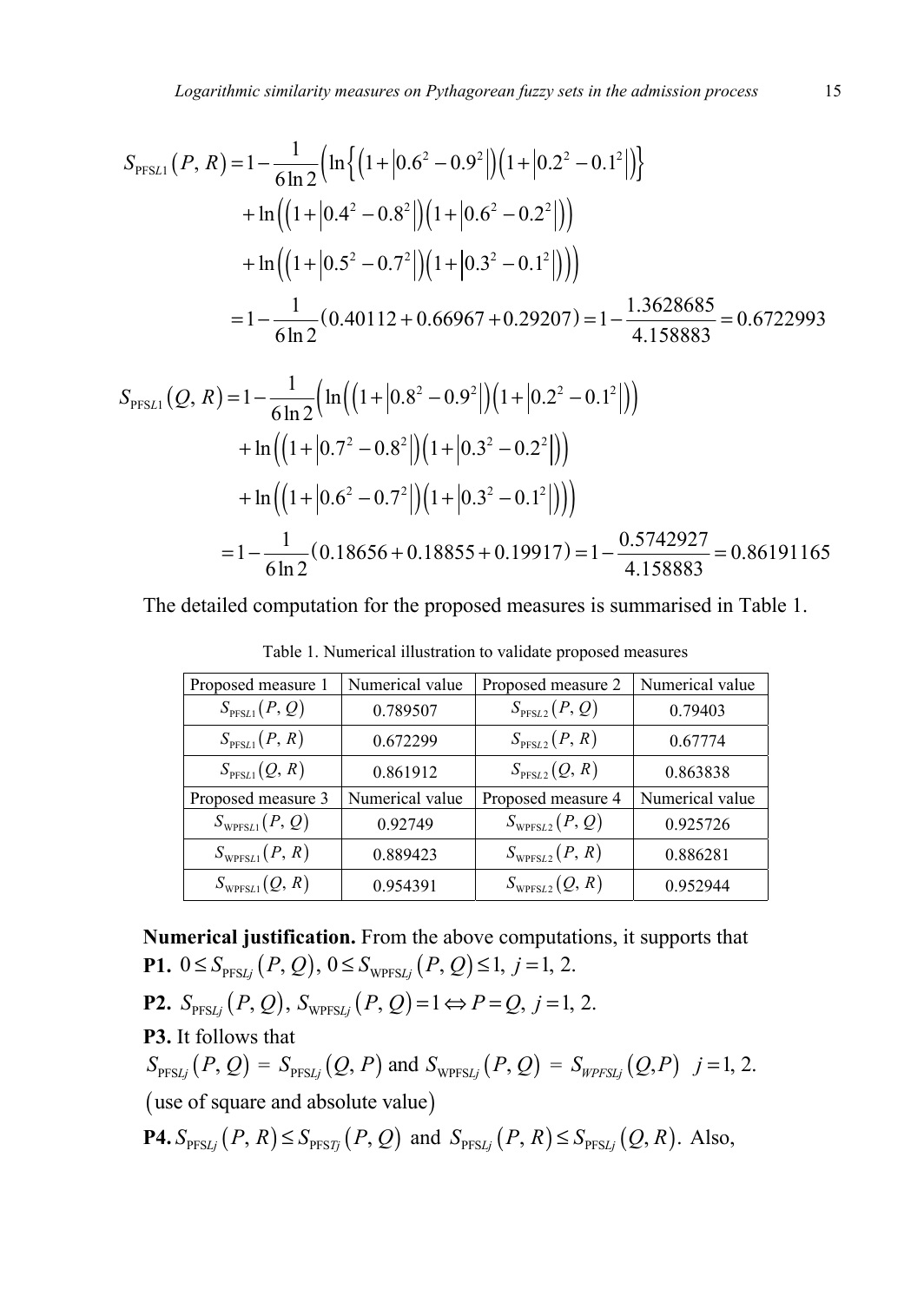$$
\begin{aligned}
S_{\mathrm{PFS}L1}(P,\,R) &= 1-\frac{1}{6\ln 2}\Big(\ln\Big\{\Big(1+\left|0.6^2-0.9^2\right|\Big)\Big(1+\left|0.2^2-0.1^2\right|\Big)\Big\} \\
&\quad +\ln\Big(\Big(1+\left|0.4^2-0.8^2\right|\Big)\Big(1+\left|0.6^2-0.2^2\right|\Big)\Big) \\
&\quad +\ln\Big(\Big(1+\left|0.5^2-0.7^2\right|\Big)\Big(1+\left|0.3^2-0.1^2\right|\Big)\Big)\Big) \\
&= 1-\frac{1}{6\ln 2}(0.40112+0.66967+0.29207) = 1-\frac{1.3628685}{4.158883} = 0.6722993
\end{aligned}
$$

$$
\begin{aligned}
S_{\mathrm{PFS}L1}(Q,\,R) &= 1-\frac{1}{6\ln 2}\Big(\ln\Big(\Big(1+\left|0.8^2-0.9^2\right|\Big)\Big(1+\left|0.2^2-0.1^2\right|\Big)\Big) \\
&\quad +\ln\Big(\Big(1+\left|0.7^2-0.8^2\right|\Big)\Big(1+\left|0.3^2-0.2^2\right|\Big)\Big) \\
&\quad +\ln\Big(\Big(1+\left|0.6^2-0.7^2\right|\Big)\Big(1+\left|0.3^2-0.1^2\right|\Big)\Big)\Big) \\
&= 1-\frac{1}{6\ln 2}(0.18656+0.18855+0.19917) = 1-\frac{0.5742927}{4.158883} = 0.86191165
\end{aligned}
$$

The detailed computation for the proposed measures is summarised in Table 1.

Table 1. Numerical illustration to validate proposed measures

| Proposed measure 1 | Numerical value | Proposed measure 2 | Numerical value |
|---|---|---|---|
| $S_{\mathrm{PFS}L1}(P,\,Q)$ | 0.789507 | $S_{\mathrm{PFS}L2}(P,\,Q)$ | 0.79403 |
| $S_{\mathrm{PFS}L1}(P,\,R)$ | 0.672299 | $S_{\mathrm{PFS}L2}(P,\,R)$ | 0.67774 |
| $S_{\mathrm{PFS}L1}(Q,\,R)$ | 0.861912 | $S_{\mathrm{PFS}L2}(Q,\,R)$ | 0.863838 |
| **Proposed measure 3** | **Numerical value** | **Proposed measure 4** | **Numerical value** |
| $S_{\mathrm{WPFS}L1}(P,\,Q)$ | 0.92749 | $S_{\mathrm{WPFS}L2}(P,\,Q)$ | 0.925726 |
| $S_{\mathrm{WPFS}L1}(P,\,R)$ | 0.889423 | $S_{\mathrm{WPFS}L2}(P,\,R)$ | 0.886281 |
| $S_{\mathrm{WPFS}L1}(Q,\,R)$ | 0.954391 | $S_{\mathrm{WPFS}L2}(Q,\,R)$ | 0.952944 |

**Numerical justification.** From the above computations, it supports that

**P1.** $0 \le S_{\mathrm{PFS}Lj}(P,\,Q),\ 0 \le S_{\mathrm{WPFS}Lj}(P,\,Q) \le 1,\ j=1,\,2.$

**P2.** $S_{\mathrm{PFS}Lj}(P,\,Q),\ S_{\mathrm{WPFS}Lj}(P,\,Q)=1 \Leftrightarrow P=Q,\ j=1,\,2.$

**P3.** It follows that

$S_{\mathrm{PFS}Lj}(P,\,Q)\ =\ S_{\mathrm{PFS}Lj}(Q,\,P)$ and $S_{\mathrm{WPFS}Lj}(P,\,Q)\ =\ S_{WPFSLj}(Q,P)\quad j=1,\,2.$

(use of square and absolute value)

**P4.** $S_{\mathrm{PFS}Lj}(P,\,R) \le S_{\mathrm{PFS}Tj}(P,\,Q)$ and $S_{\mathrm{PFS}Lj}(P,\,R) \le S_{\mathrm{PFS}Lj}(Q,\,R)$. Also,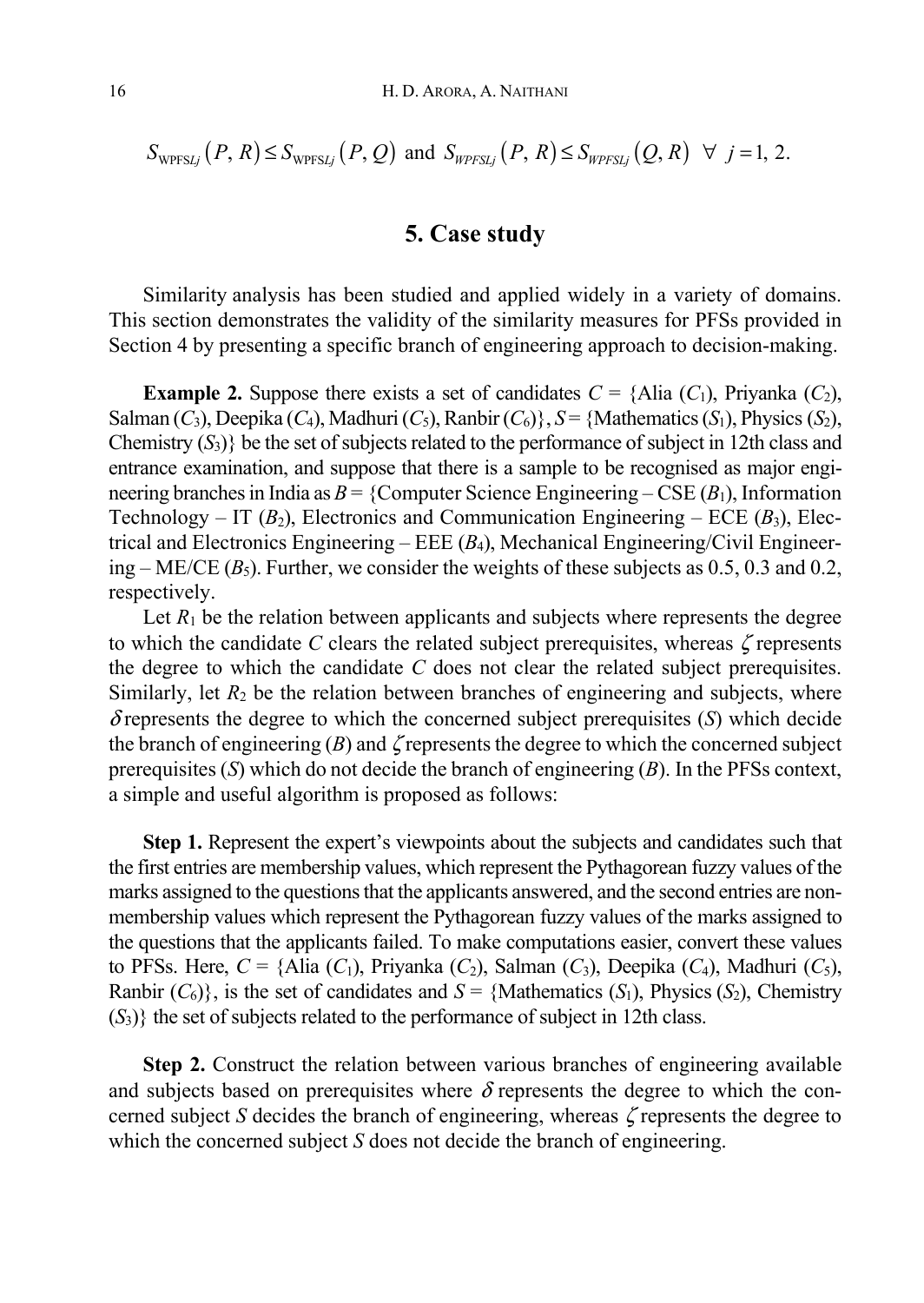$$S_{\text{WPFS}Lj}(P, R) \leq S_{\text{WPFS}Lj}(P, Q) \text{ and } S_{WPFSLj}(P, R) \leq S_{WPFSLj}(Q, R) \;\; \forall \;\; j = 1, 2.$$

## 5. Case study

Similarity analysis has been studied and applied widely in a variety of domains. This section demonstrates the validity of the similarity measures for PFSs provided in Section 4 by presenting a specific branch of engineering approach to decision-making.

**Example 2.** Suppose there exists a set of candidates $C$ = {Alia ($C_1$), Priyanka ($C_2$), Salman ($C_3$), Deepika ($C_4$), Madhuri ($C_5$), Ranbir ($C_6$)}, $S$ = {Mathematics ($S_1$), Physics ($S_2$), Chemistry ($S_3$)} be the set of subjects related to the performance of subject in 12th class and entrance examination, and suppose that there is a sample to be recognised as major engineering branches in India as $B$ = {Computer Science Engineering – CSE ($B_1$), Information Technology – IT ($B_2$), Electronics and Communication Engineering – ECE ($B_3$), Electrical and Electronics Engineering – EEE ($B_4$), Mechanical Engineering/Civil Engineering – ME/CE ($B_5$). Further, we consider the weights of these subjects as 0.5, 0.3 and 0.2, respectively.

Let $R_1$ be the relation between applicants and subjects where represents the degree to which the candidate $C$ clears the related subject prerequisites, whereas $\zeta$ represents the degree to which the candidate $C$ does not clear the related subject prerequisites. Similarly, let $R_2$ be the relation between branches of engineering and subjects, where $\delta$ represents the degree to which the concerned subject prerequisites ($S$) which decide the branch of engineering ($B$) and $\zeta$ represents the degree to which the concerned subject prerequisites ($S$) which do not decide the branch of engineering ($B$). In the PFSs context, a simple and useful algorithm is proposed as follows:

**Step 1.** Represent the expert's viewpoints about the subjects and candidates such that the first entries are membership values, which represent the Pythagorean fuzzy values of the marks assigned to the questions that the applicants answered, and the second entries are non-membership values which represent the Pythagorean fuzzy values of the marks assigned to the questions that the applicants failed. To make computations easier, convert these values to PFSs. Here, $C$ = {Alia ($C_1$), Priyanka ($C_2$), Salman ($C_3$), Deepika ($C_4$), Madhuri ($C_5$), Ranbir ($C_6$)}, is the set of candidates and $S$ = {Mathematics ($S_1$), Physics ($S_2$), Chemistry ($S_3$)} the set of subjects related to the performance of subject in 12th class.

**Step 2.** Construct the relation between various branches of engineering available and subjects based on prerequisites where $\delta$ represents the degree to which the concerned subject $S$ decides the branch of engineering, whereas $\zeta$ represents the degree to which the concerned subject $S$ does not decide the branch of engineering.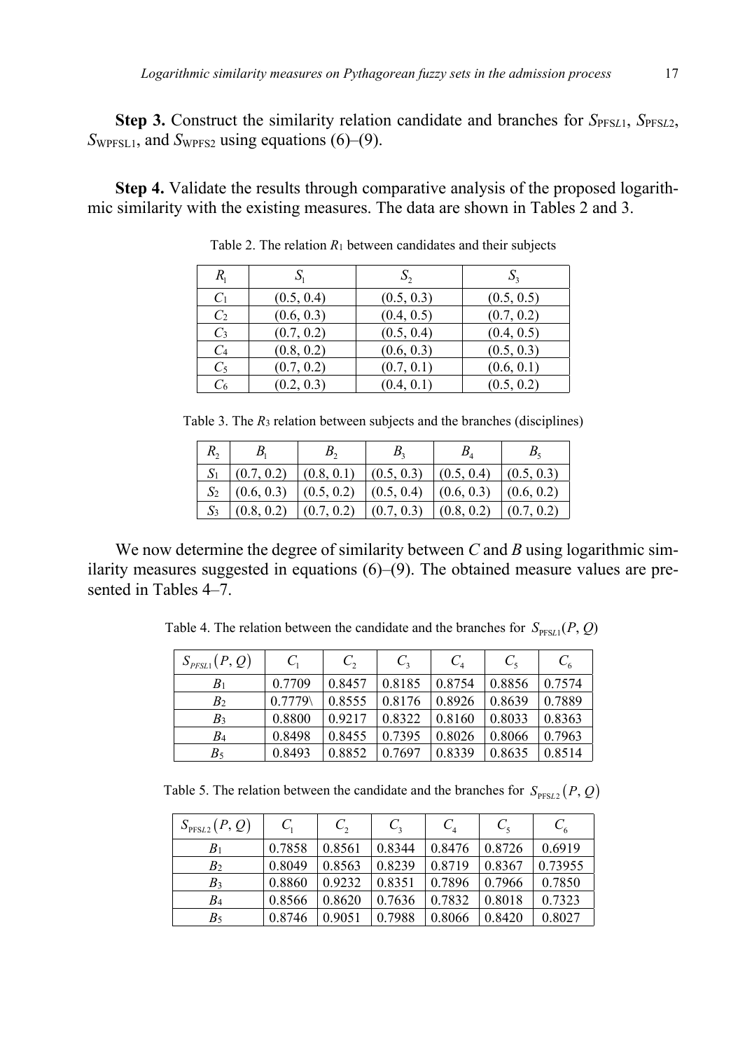**Step 3.** Construct the similarity relation candidate and branches for $S_{\mathrm{PFS}L1}$, $S_{\mathrm{PFS}L2}$, $S_{\mathrm{WPFSL1}}$, and $S_{\mathrm{WPFS2}}$ using equations (6)–(9).

**Step 4.** Validate the results through comparative analysis of the proposed logarithmic similarity with the existing measures. The data are shown in Tables 2 and 3.

Table 2. The relation $R_1$ between candidates and their subjects

| $R_1$ | $S_1$ | $S_2$ | $S_3$ |
|---|---|---|---|
| $C_1$ | (0.5, 0.4) | (0.5, 0.3) | (0.5, 0.5) |
| $C_2$ | (0.6, 0.3) | (0.4, 0.5) | (0.7, 0.2) |
| $C_3$ | (0.7, 0.2) | (0.5, 0.4) | (0.4, 0.5) |
| $C_4$ | (0.8, 0.2) | (0.6, 0.3) | (0.5, 0.3) |
| $C_5$ | (0.7, 0.2) | (0.7, 0.1) | (0.6, 0.1) |
| $C_6$ | (0.2, 0.3) | (0.4, 0.1) | (0.5, 0.2) |

Table 3. The $R_3$ relation between subjects and the branches (disciplines)

| $R_2$ | $B_1$ | $B_2$ | $B_3$ | $B_4$ | $B_5$ |
|---|---|---|---|---|---|
| $S_1$ | (0.7, 0.2) | (0.8, 0.1) | (0.5, 0.3) | (0.5, 0.4) | (0.5, 0.3) |
| $S_2$ | (0.6, 0.3) | (0.5, 0.2) | (0.5, 0.4) | (0.6, 0.3) | (0.6, 0.2) |
| $S_3$ | (0.8, 0.2) | (0.7, 0.2) | (0.7, 0.3) | (0.8, 0.2) | (0.7, 0.2) |

We now determine the degree of similarity between $C$ and $B$ using logarithmic similarity measures suggested in equations (6)–(9). The obtained measure values are presented in Tables 4–7.

Table 4. The relation between the candidate and the branches for $S_{\mathrm{PFS}L1}(P, Q)$

| $S_{PFSL1}(P,Q)$ | $C_1$ | $C_2$ | $C_3$ | $C_4$ | $C_5$ | $C_6$ |
|---|---|---|---|---|---|---|
| $B_1$ | 0.7709 | 0.8457 | 0.8185 | 0.8754 | 0.8856 | 0.7574 |
| $B_2$ | 0.7779\ | 0.8555 | 0.8176 | 0.8926 | 0.8639 | 0.7889 |
| $B_3$ | 0.8800 | 0.9217 | 0.8322 | 0.8160 | 0.8033 | 0.8363 |
| $B_4$ | 0.8498 | 0.8455 | 0.7395 | 0.8026 | 0.8066 | 0.7963 |
| $B_5$ | 0.8493 | 0.8852 | 0.7697 | 0.8339 | 0.8635 | 0.8514 |

Table 5. The relation between the candidate and the branches for $S_{\mathrm{PFS}L2}(P, Q)$

| $S_{\mathrm{PFS}L2}(P,Q)$ | $C_1$ | $C_2$ | $C_3$ | $C_4$ | $C_5$ | $C_6$ |
|---|---|---|---|---|---|---|
| $B_1$ | 0.7858 | 0.8561 | 0.8344 | 0.8476 | 0.8726 | 0.6919 |
| $B_2$ | 0.8049 | 0.8563 | 0.8239 | 0.8719 | 0.8367 | 0.73955 |
| $B_3$ | 0.8860 | 0.9232 | 0.8351 | 0.7896 | 0.7966 | 0.7850 |
| $B_4$ | 0.8566 | 0.8620 | 0.7636 | 0.7832 | 0.8018 | 0.7323 |
| $B_5$ | 0.8746 | 0.9051 | 0.7988 | 0.8066 | 0.8420 | 0.8027 |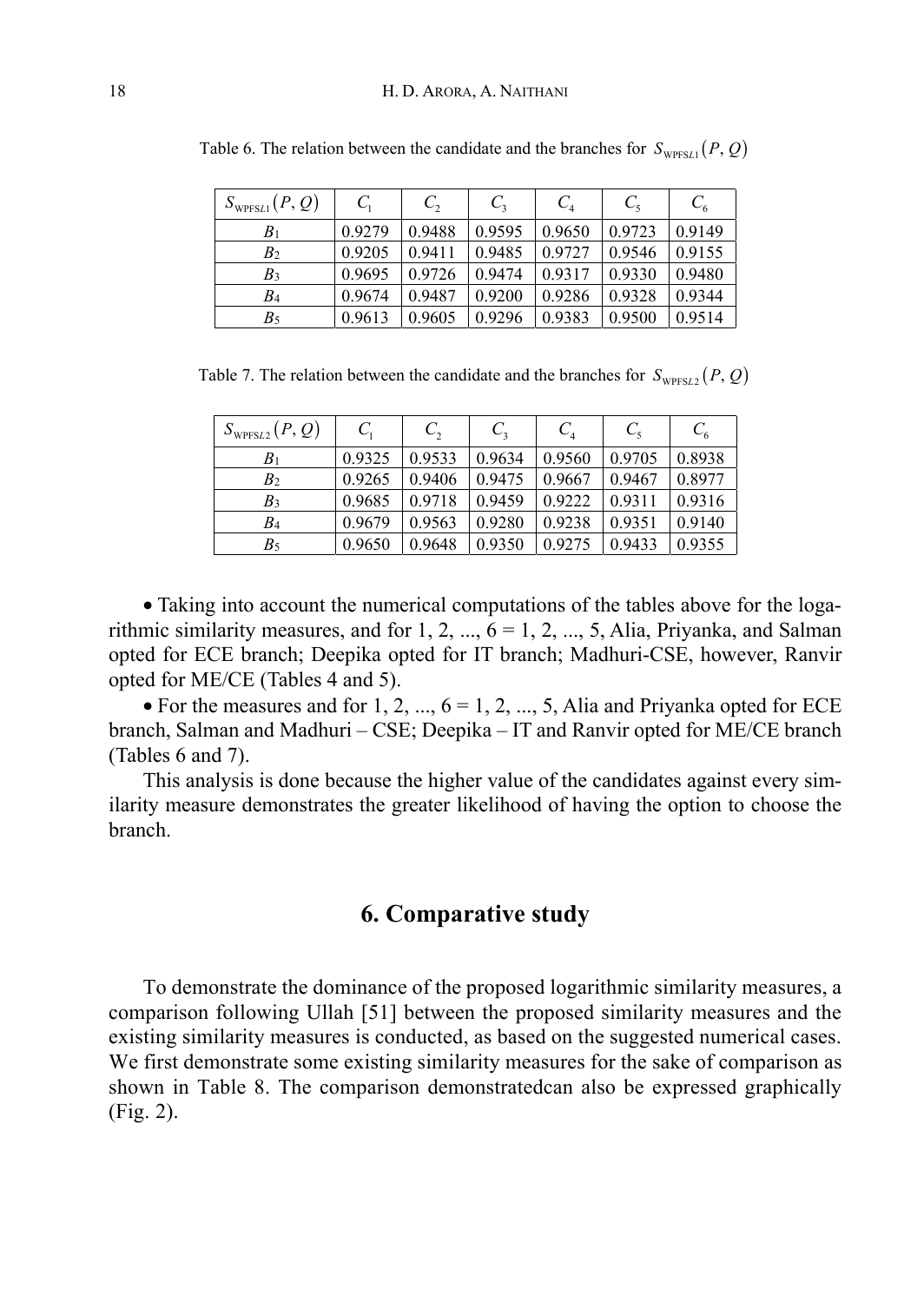Table 6. The relation between the candidate and the branches for $S_{\text{WPFS}L1}(P, Q)$

| $S_{\text{WPFS}L1}(P, Q)$ | $C_1$ | $C_2$ | $C_3$ | $C_4$ | $C_5$ | $C_6$ |
|---|---|---|---|---|---|---|
| $B_1$ | 0.9279 | 0.9488 | 0.9595 | 0.9650 | 0.9723 | 0.9149 |
| $B_2$ | 0.9205 | 0.9411 | 0.9485 | 0.9727 | 0.9546 | 0.9155 |
| $B_3$ | 0.9695 | 0.9726 | 0.9474 | 0.9317 | 0.9330 | 0.9480 |
| $B_4$ | 0.9674 | 0.9487 | 0.9200 | 0.9286 | 0.9328 | 0.9344 |
| $B_5$ | 0.9613 | 0.9605 | 0.9296 | 0.9383 | 0.9500 | 0.9514 |

Table 7. The relation between the candidate and the branches for $S_{\text{WPFS}L2}(P, Q)$

| $S_{\text{WPFS}L2}(P, Q)$ | $C_1$ | $C_2$ | $C_3$ | $C_4$ | $C_5$ | $C_6$ |
|---|---|---|---|---|---|---|
| $B_1$ | 0.9325 | 0.9533 | 0.9634 | 0.9560 | 0.9705 | 0.8938 |
| $B_2$ | 0.9265 | 0.9406 | 0.9475 | 0.9667 | 0.9467 | 0.8977 |
| $B_3$ | 0.9685 | 0.9718 | 0.9459 | 0.9222 | 0.9311 | 0.9316 |
| $B_4$ | 0.9679 | 0.9563 | 0.9280 | 0.9238 | 0.9351 | 0.9140 |
| $B_5$ | 0.9650 | 0.9648 | 0.9350 | 0.9275 | 0.9433 | 0.9355 |

- Taking into account the numerical computations of the tables above for the logarithmic similarity measures, and for 1, 2, ..., 6 = 1, 2, ..., 5, Alia, Priyanka, and Salman opted for ECE branch; Deepika opted for IT branch; Madhuri-CSE, however, Ranvir opted for ME/CE (Tables 4 and 5).
- For the measures and for 1, 2, ..., 6 = 1, 2, ..., 5, Alia and Priyanka opted for ECE branch, Salman and Madhuri – CSE; Deepika – IT and Ranvir opted for ME/CE branch (Tables 6 and 7).

This analysis is done because the higher value of the candidates against every similarity measure demonstrates the greater likelihood of having the option to choose the branch.

## 6. Comparative study

To demonstrate the dominance of the proposed logarithmic similarity measures, a comparison following Ullah [51] between the proposed similarity measures and the existing similarity measures is conducted, as based on the suggested numerical cases. We first demonstrate some existing similarity measures for the sake of comparison as shown in Table 8. The comparison demonstratedcan also be expressed graphically (Fig. 2).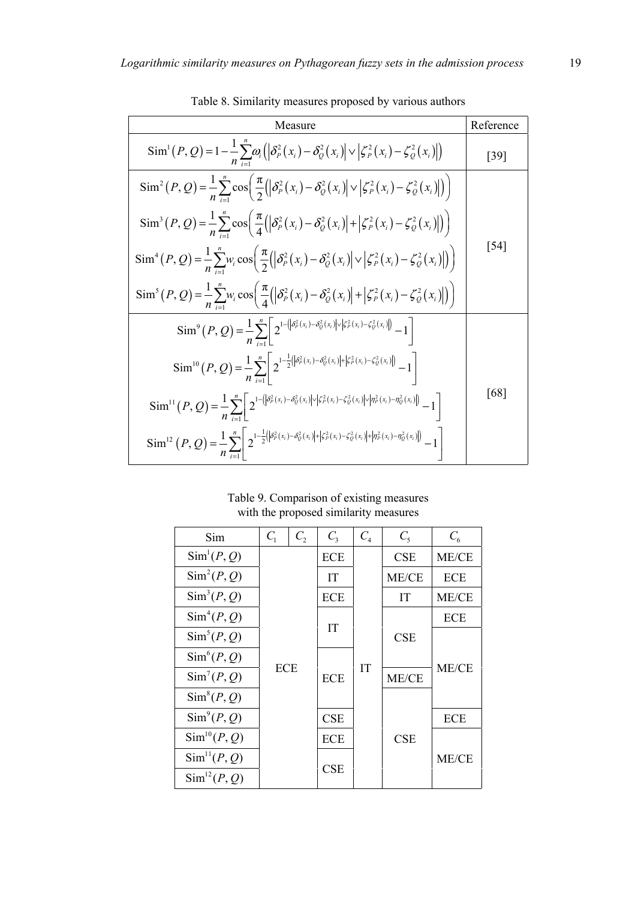Table 8. Similarity measures proposed by various authors

| Measure | Reference |
|---|---|
| $\mathrm{Sim}^1(P,Q)=1-\frac{1}{n}\sum_{i=1}^{n}\omega_i\left(\left|\delta_P^2(x_i)-\delta_Q^2(x_i)\right|\vee\left|\zeta_P^2(x_i)-\zeta_Q^2(x_i)\right|\right)$ | [39] |
| $\mathrm{Sim}^2(P,Q)=\frac{1}{n}\sum_{i=1}^{n}\cos\left(\frac{\pi}{2}\left(\left|\delta_P^2(x_i)-\delta_Q^2(x_i)\right|\vee\left|\zeta_P^2(x_i)-\zeta_Q^2(x_i)\right|\right)\right)$ <br> $\mathrm{Sim}^3(P,Q)=\frac{1}{n}\sum_{i=1}^{n}\cos\left(\frac{\pi}{4}\left(\left|\delta_P^2(x_i)-\delta_Q^2(x_i)\right|+\left|\zeta_P^2(x_i)-\zeta_Q^2(x_i)\right|\right)\right)$ <br> $\mathrm{Sim}^4(P,Q)=\frac{1}{n}\sum_{i=1}^{n}w_i\cos\left(\frac{\pi}{2}\left(\left|\delta_P^2(x_i)-\delta_Q^2(x_i)\right|\vee\left|\zeta_P^2(x_i)-\zeta_Q^2(x_i)\right|\right)\right)$ <br> $\mathrm{Sim}^5(P,Q)=\frac{1}{n}\sum_{i=1}^{n}w_i\cos\left(\frac{\pi}{4}\left(\left|\delta_P^2(x_i)-\delta_Q^2(x_i)\right|+\left|\zeta_P^2(x_i)-\zeta_Q^2(x_i)\right|\right)\right)$ | [54] |
| $\mathrm{Sim}^9(P,Q)=\frac{1}{n}\sum_{i=1}^{n}\left[2^{1-\left(\left|\delta_P^2(x_i)-\delta_Q^2(x_i)\right|\vee\left|\zeta_P^2(x_i)-\zeta_Q^2(x_i)\right|\right)}-1\right]$ <br> $\mathrm{Sim}^{10}(P,Q)=\frac{1}{n}\sum_{i=1}^{n}\left[2^{1-\frac{1}{2}\left(\left|\delta_P^2(x_i)-\delta_Q^2(x_i)\right|+\left|\zeta_P^2(x_i)-\zeta_Q^2(x_i)\right|\right)}-1\right]$ <br> $\mathrm{Sim}^{11}(P,Q)=\frac{1}{n}\sum_{i=1}^{n}\left[2^{1-\left(\left|\delta_P^2(x_i)-\delta_Q^2(x_i)\right|\vee\left|\zeta_P^2(x_i)-\zeta_Q^2(x_i)\right|\vee\left|\eta_P^2(x_i)-\eta_Q^2(x_i)\right|\right)}-1\right]$ <br> $\mathrm{Sim}^{12}(P,Q)=\frac{1}{n}\sum_{i=1}^{n}\left[2^{1-\frac{1}{2}\left(\left|\delta_P^2(x_i)-\delta_Q^2(x_i)\right|+\left|\zeta_P^2(x_i)-\zeta_Q^2(x_i)\right|+\left|\eta_P^2(x_i)-\eta_Q^2(x_i)\right|\right)}-1\right]$ | [68] |

Table 9. Comparison of existing measures with the proposed similarity measures

| Sim | $C_1$ | $C_2$ | $C_3$ | $C_4$ | $C_5$ | $C_6$ |
|---|---|---|---|---|---|---|
| $\mathrm{Sim}^1(P,Q)$ | ECE | | ECE | IT | CSE | ME/CE |
| $\mathrm{Sim}^2(P,Q)$ | | | IT | | ME/CE | ECE |
| $\mathrm{Sim}^3(P,Q)$ | | | ECE | | IT | ME/CE |
| $\mathrm{Sim}^4(P,Q)$ | | | IT | | CSE | ECE |
| $\mathrm{Sim}^5(P,Q)$ | | | | | | ME/CE |
| $\mathrm{Sim}^6(P,Q)$ | | | ECE | | | |
| $\mathrm{Sim}^7(P,Q)$ | | | | | ME/CE | |
| $\mathrm{Sim}^8(P,Q)$ | | | | | CSE | |
| $\mathrm{Sim}^9(P,Q)$ | | | CSE | | | ECE |
| $\mathrm{Sim}^{10}(P,Q)$ | | | ECE | | | ME/CE |
| $\mathrm{Sim}^{11}(P,Q)$ | | | CSE | | | |
| $\mathrm{Sim}^{12}(P,Q)$ | | | | | | |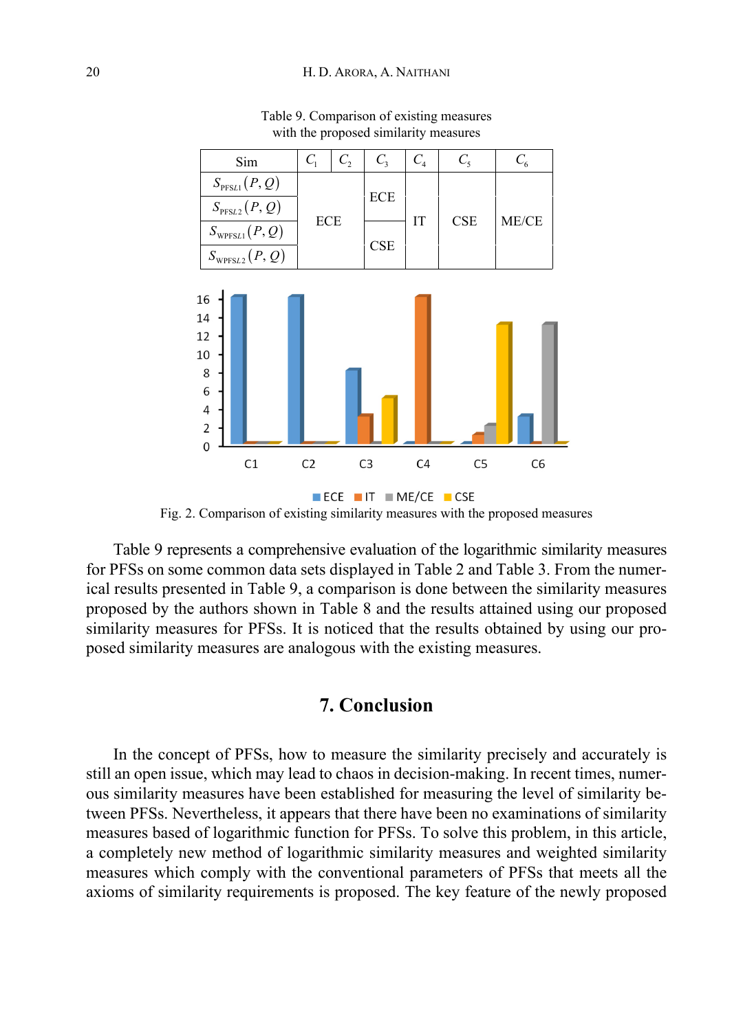Table 9. Comparison of existing measures with the proposed similarity measures

| Sim | $C_1$ | $C_2$ | $C_3$ | $C_4$ | $C_5$ | $C_6$ |
|---|---|---|---|---|---|---|
| $S_{\text{PFSL1}}(P,Q)$ | ECE | ECE | ECE | IT | CSE | ME/CE |
| $S_{\text{PFSL2}}(P,Q)$ | ECE | ECE | ECE | IT | CSE | ME/CE |
| $S_{\text{WPFSL1}}(P,Q)$ | ECE | ECE | CSE | IT | CSE | ME/CE |
| $S_{\text{WPFSL2}}(P,Q)$ | ECE | ECE | CSE | IT | CSE | ME/CE |

Fig. 2. Comparison of existing similarity measures with the proposed measures

Table 9 represents a comprehensive evaluation of the logarithmic similarity measures for PFSs on some common data sets displayed in Table 2 and Table 3. From the numerical results presented in Table 9, a comparison is done between the similarity measures proposed by the authors shown in Table 8 and the results attained using our proposed similarity measures for PFSs. It is noticed that the results obtained by using our proposed similarity measures are analogous with the existing measures.

## 7. Conclusion

In the concept of PFSs, how to measure the similarity precisely and accurately is still an open issue, which may lead to chaos in decision-making. In recent times, numerous similarity measures have been established for measuring the level of similarity between PFSs. Nevertheless, it appears that there have been no examinations of similarity measures based of logarithmic function for PFSs. To solve this problem, in this article, a completely new method of logarithmic similarity measures and weighted similarity measures which comply with the conventional parameters of PFSs that meets all the axioms of similarity requirements is proposed. The key feature of the newly proposed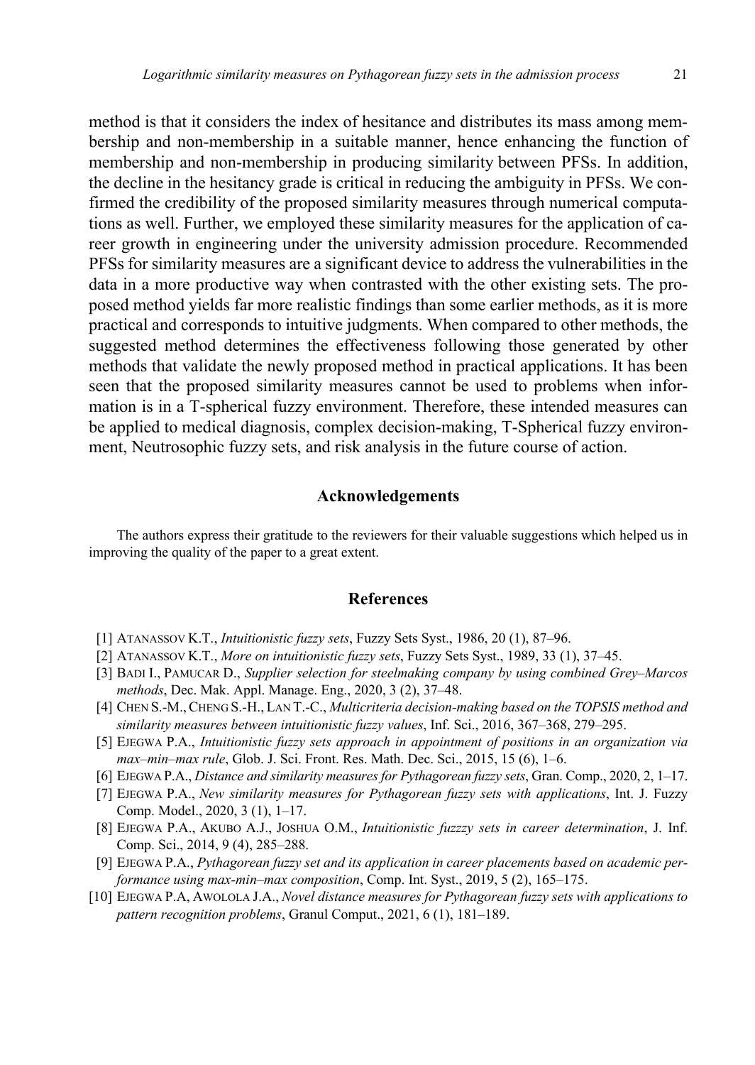method is that it considers the index of hesitance and distributes its mass among membership and non-membership in a suitable manner, hence enhancing the function of membership and non-membership in producing similarity between PFSs. In addition, the decline in the hesitancy grade is critical in reducing the ambiguity in PFSs. We confirmed the credibility of the proposed similarity measures through numerical computations as well. Further, we employed these similarity measures for the application of career growth in engineering under the university admission procedure. Recommended PFSs for similarity measures are a significant device to address the vulnerabilities in the data in a more productive way when contrasted with the other existing sets. The proposed method yields far more realistic findings than some earlier methods, as it is more practical and corresponds to intuitive judgments. When compared to other methods, the suggested method determines the effectiveness following those generated by other methods that validate the newly proposed method in practical applications. It has been seen that the proposed similarity measures cannot be used to problems when information is in a T-spherical fuzzy environment. Therefore, these intended measures can be applied to medical diagnosis, complex decision-making, T-Spherical fuzzy environment, Neutrosophic fuzzy sets, and risk analysis in the future course of action.

## Acknowledgements

The authors express their gratitude to the reviewers for their valuable suggestions which helped us in improving the quality of the paper to a great extent.

## References

[1] ATANASSOV K.T., *Intuitionistic fuzzy sets*, Fuzzy Sets Syst., 1986, 20 (1), 87–96.

[2] ATANASSOV K.T., *More on intuitionistic fuzzy sets*, Fuzzy Sets Syst., 1989, 33 (1), 37–45.

[3] BADI I., PAMUCAR D., *Supplier selection for steelmaking company by using combined Grey–Marcos methods*, Dec. Mak. Appl. Manage. Eng., 2020, 3 (2), 37–48.

[4] CHEN S.-M., CHENG S.-H., LAN T.-C., *Multicriteria decision-making based on the TOPSIS method and similarity measures between intuitionistic fuzzy values*, Inf. Sci., 2016, 367–368, 279–295.

[5] EJEGWA P.A., *Intuitionistic fuzzy sets approach in appointment of positions in an organization via max–min–max rule*, Glob. J. Sci. Front. Res. Math. Dec. Sci., 2015, 15 (6), 1–6.

[6] EJEGWA P.A., *Distance and similarity measures for Pythagorean fuzzy sets*, Gran. Comp., 2020, 2, 1–17.

[7] EJEGWA P.A., *New similarity measures for Pythagorean fuzzy sets with applications*, Int. J. Fuzzy Comp. Model., 2020, 3 (1), 1–17.

[8] EJEGWA P.A., AKUBO A.J., JOSHUA O.M., *Intuitionistic fuzzzy sets in career determination*, J. Inf. Comp. Sci., 2014, 9 (4), 285–288.

[9] EJEGWA P.A., *Pythagorean fuzzy set and its application in career placements based on academic performance using max-min–max composition*, Comp. Int. Syst., 2019, 5 (2), 165–175.

[10] EJEGWA P.A, AWOLOLA J.A., *Novel distance measures for Pythagorean fuzzy sets with applications to pattern recognition problems*, Granul Comput., 2021, 6 (1), 181–189.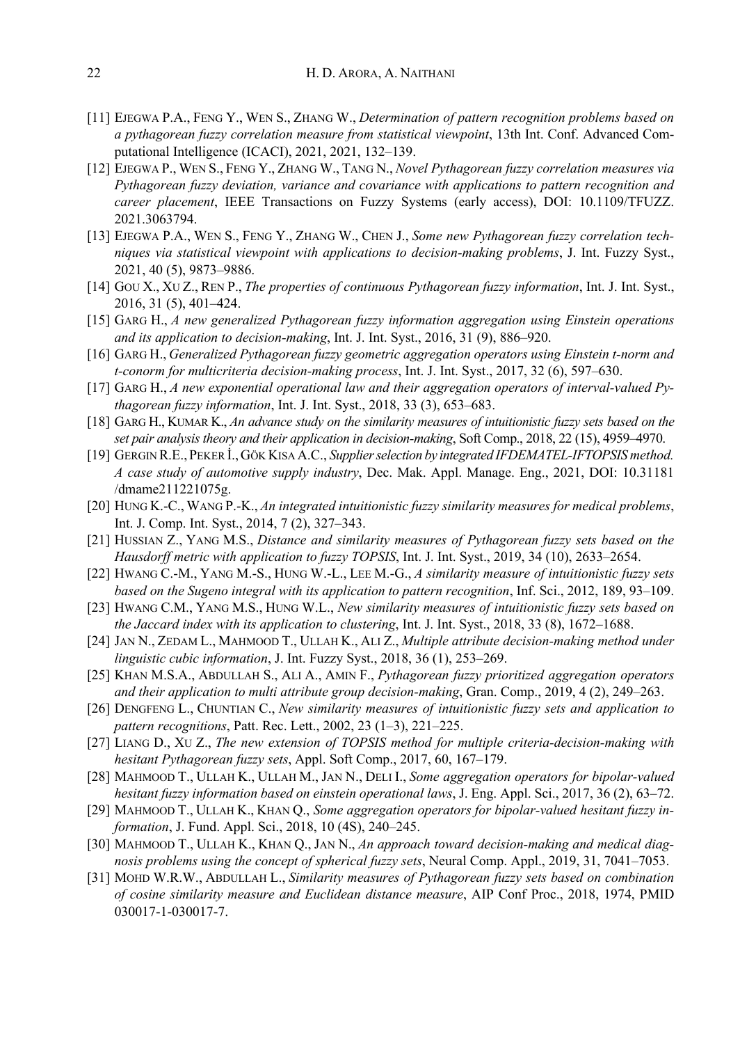[11] EJEGWA P.A., FENG Y., WEN S., ZHANG W., *Determination of pattern recognition problems based on a pythagorean fuzzy correlation measure from statistical viewpoint*, 13th Int. Conf. Advanced Computational Intelligence (ICACI), 2021, 2021, 132–139.

[12] EJEGWA P., WEN S., FENG Y., ZHANG W., TANG N., *Novel Pythagorean fuzzy correlation measures via Pythagorean fuzzy deviation, variance and covariance with applications to pattern recognition and career placement*, IEEE Transactions on Fuzzy Systems (early access), DOI: 10.1109/TFUZZ.2021.3063794.

[13] EJEGWA P.A., WEN S., FENG Y., ZHANG W., CHEN J., *Some new Pythagorean fuzzy correlation techniques via statistical viewpoint with applications to decision-making problems*, J. Int. Fuzzy Syst., 2021, 40 (5), 9873–9886.

[14] GOU X., XU Z., REN P., *The properties of continuous Pythagorean fuzzy information*, Int. J. Int. Syst., 2016, 31 (5), 401–424.

[15] GARG H., *A new generalized Pythagorean fuzzy information aggregation using Einstein operations and its application to decision-making*, Int. J. Int. Syst., 2016, 31 (9), 886–920.

[16] GARG H., *Generalized Pythagorean fuzzy geometric aggregation operators using Einstein t-norm and t-conorm for multicriteria decision-making process*, Int. J. Int. Syst., 2017, 32 (6), 597–630.

[17] GARG H., *A new exponential operational law and their aggregation operators of interval-valued Pythagorean fuzzy information*, Int. J. Int. Syst., 2018, 33 (3), 653–683.

[18] GARG H., KUMAR K., *An advance study on the similarity measures of intuitionistic fuzzy sets based on the set pair analysis theory and their application in decision-making*, Soft Comp., 2018, 22 (15), 4959–4970.

[19] GERGIN R.E., PEKER İ., GÖK KISA A.C., *Supplier selection by integrated IFDEMATEL-IFTOPSIS method. A case study of automotive supply industry*, Dec. Mak. Appl. Manage. Eng., 2021, DOI: 10.31181/dmame211221075g.

[20] HUNG K.-C., WANG P.-K., *An integrated intuitionistic fuzzy similarity measures for medical problems*, Int. J. Comp. Int. Syst., 2014, 7 (2), 327–343.

[21] HUSSIAN Z., YANG M.S., *Distance and similarity measures of Pythagorean fuzzy sets based on the Hausdorff metric with application to fuzzy TOPSIS*, Int. J. Int. Syst., 2019, 34 (10), 2633–2654.

[22] HWANG C.-M., YANG M.-S., HUNG W.-L., LEE M.-G., *A similarity measure of intuitionistic fuzzy sets based on the Sugeno integral with its application to pattern recognition*, Inf. Sci., 2012, 189, 93–109.

[23] HWANG C.M., YANG M.S., HUNG W.L., *New similarity measures of intuitionistic fuzzy sets based on the Jaccard index with its application to clustering*, Int. J. Int. Syst., 2018, 33 (8), 1672–1688.

[24] JAN N., ZEDAM L., MAHMOOD T., ULLAH K., ALI Z., *Multiple attribute decision-making method under linguistic cubic information*, J. Int. Fuzzy Syst., 2018, 36 (1), 253–269.

[25] KHAN M.S.A., ABDULLAH S., ALI A., AMIN F., *Pythagorean fuzzy prioritized aggregation operators and their application to multi attribute group decision-making*, Gran. Comp., 2019, 4 (2), 249–263.

[26] DENGFENG L., CHUNTIAN C., *New similarity measures of intuitionistic fuzzy sets and application to pattern recognitions*, Patt. Rec. Lett., 2002, 23 (1–3), 221–225.

[27] LIANG D., XU Z., *The new extension of TOPSIS method for multiple criteria-decision-making with hesitant Pythagorean fuzzy sets*, Appl. Soft Comp., 2017, 60, 167–179.

[28] MAHMOOD T., ULLAH K., ULLAH M., JAN N., DELI I., *Some aggregation operators for bipolar-valued hesitant fuzzy information based on einstein operational laws*, J. Eng. Appl. Sci., 2017, 36 (2), 63–72.

[29] MAHMOOD T., ULLAH K., KHAN Q., *Some aggregation operators for bipolar-valued hesitant fuzzy information*, J. Fund. Appl. Sci., 2018, 10 (4S), 240–245.

[30] MAHMOOD T., ULLAH K., KHAN Q., JAN N., *An approach toward decision-making and medical diagnosis problems using the concept of spherical fuzzy sets*, Neural Comp. Appl., 2019, 31, 7041–7053.

[31] MOHD W.R.W., ABDULLAH L., *Similarity measures of Pythagorean fuzzy sets based on combination of cosine similarity measure and Euclidean distance measure*, AIP Conf Proc., 2018, 1974, PMID 030017-1-030017-7.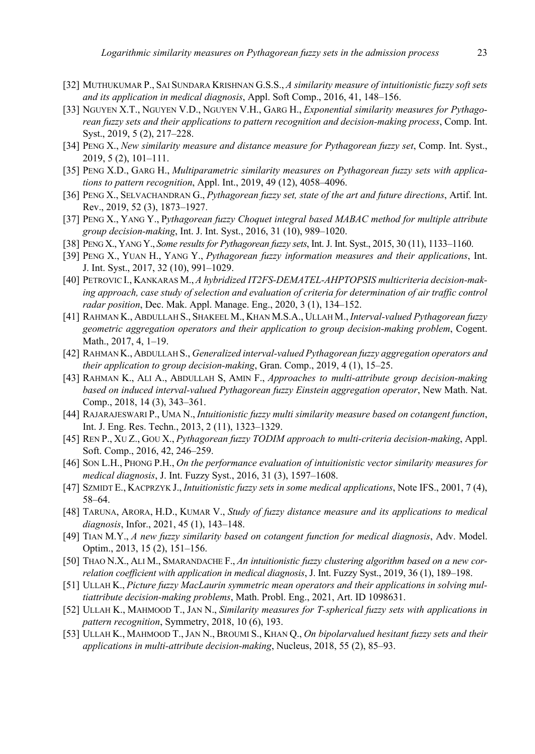[32] MUTHUKUMAR P., SAI SUNDARA KRISHNAN G.S.S., *A similarity measure of intuitionistic fuzzy soft sets and its application in medical diagnosis*, Appl. Soft Comp., 2016, 41, 148–156.

[33] NGUYEN X.T., NGUYEN V.D., NGUYEN V.H., GARG H., *Exponential similarity measures for Pythagorean fuzzy sets and their applications to pattern recognition and decision-making process*, Comp. Int. Syst., 2019, 5 (2), 217–228.

[34] PENG X., *New similarity measure and distance measure for Pythagorean fuzzy set*, Comp. Int. Syst., 2019, 5 (2), 101–111.

[35] PENG X.D., GARG H., *Multiparametric similarity measures on Pythagorean fuzzy sets with applications to pattern recognition*, Appl. Int., 2019, 49 (12), 4058–4096.

[36] PENG X., SELVACHANDRAN G., *Pythagorean fuzzy set, state of the art and future directions*, Artif. Int. Rev., 2019, 52 (3), 1873–1927.

[37] PENG X., YANG Y., *Pythagorean fuzzy Choquet integral based MABAC method for multiple attribute group decision-making*, Int. J. Int. Syst., 2016, 31 (10), 989–1020.

[38] PENG X., YANG Y., *Some results for Pythagorean fuzzy sets*, Int. J. Int. Syst., 2015, 30 (11), 1133–1160.

[39] PENG X., YUAN H., YANG Y., *Pythagorean fuzzy information measures and their applications*, Int. J. Int. Syst., 2017, 32 (10), 991–1029.

[40] PETROVIC I., KANKARAS M., *A hybridized IT2FS-DEMATEL-AHPTOPSIS multicriteria decision-making approach, case study of selection and evaluation of criteria for determination of air traffic control radar position*, Dec. Mak. Appl. Manage. Eng., 2020, 3 (1), 134–152.

[41] RAHMAN K., ABDULLAH S., SHAKEEL M., KHAN M.S.A., ULLAH M., *Interval-valued Pythagorean fuzzy geometric aggregation operators and their application to group decision-making problem*, Cogent. Math., 2017, 4, 1–19.

[42] RAHMAN K., ABDULLAH S., *Generalized interval-valued Pythagorean fuzzy aggregation operators and their application to group decision-making*, Gran. Comp., 2019, 4 (1), 15–25.

[43] RAHMAN K., ALI A., ABDULLAH S, AMIN F., *Approaches to multi-attribute group decision-making based on induced interval-valued Pythagorean fuzzy Einstein aggregation operator*, New Math. Nat. Comp., 2018, 14 (3), 343–361.

[44] RAJARAJESWARI P., UMA N., *Intuitionistic fuzzy multi similarity measure based on cotangent function*, Int. J. Eng. Res. Techn., 2013, 2 (11), 1323–1329.

[45] REN P., XU Z., GOU X., *Pythagorean fuzzy TODIM approach to multi-criteria decision-making*, Appl. Soft. Comp., 2016, 42, 246–259.

[46] SON L.H., PHONG P.H., *On the performance evaluation of intuitionistic vector similarity measures for medical diagnosis*, J. Int. Fuzzy Syst., 2016, 31 (3), 1597–1608.

[47] SZMIDT E., KACPRZYK J., *Intuitionistic fuzzy sets in some medical applications*, Note IFS., 2001, 7 (4), 58–64.

[48] TARUNA, ARORA, H.D., KUMAR V., *Study of fuzzy distance measure and its applications to medical diagnosis*, Infor., 2021, 45 (1), 143–148.

[49] TIAN M.Y., *A new fuzzy similarity based on cotangent function for medical diagnosis*, Adv. Model. Optim., 2013, 15 (2), 151–156.

[50] THAO N.X., ALI M., SMARANDACHE F., *An intuitionistic fuzzy clustering algorithm based on a new correlation coefficient with application in medical diagnosis*, J. Int. Fuzzy Syst., 2019, 36 (1), 189–198.

[51] ULLAH K., *Picture fuzzy MacLaurin symmetric mean operators and their applications in solving multiattribute decision-making problems*, Math. Probl. Eng., 2021, Art. ID 1098631.

[52] ULLAH K., MAHMOOD T., JAN N., *Similarity measures for T-spherical fuzzy sets with applications in pattern recognition*, Symmetry, 2018, 10 (6), 193.

[53] ULLAH K., MAHMOOD T., JAN N., BROUMI S., KHAN Q., *On bipolarvalued hesitant fuzzy sets and their applications in multi-attribute decision-making*, Nucleus, 2018, 55 (2), 85–93.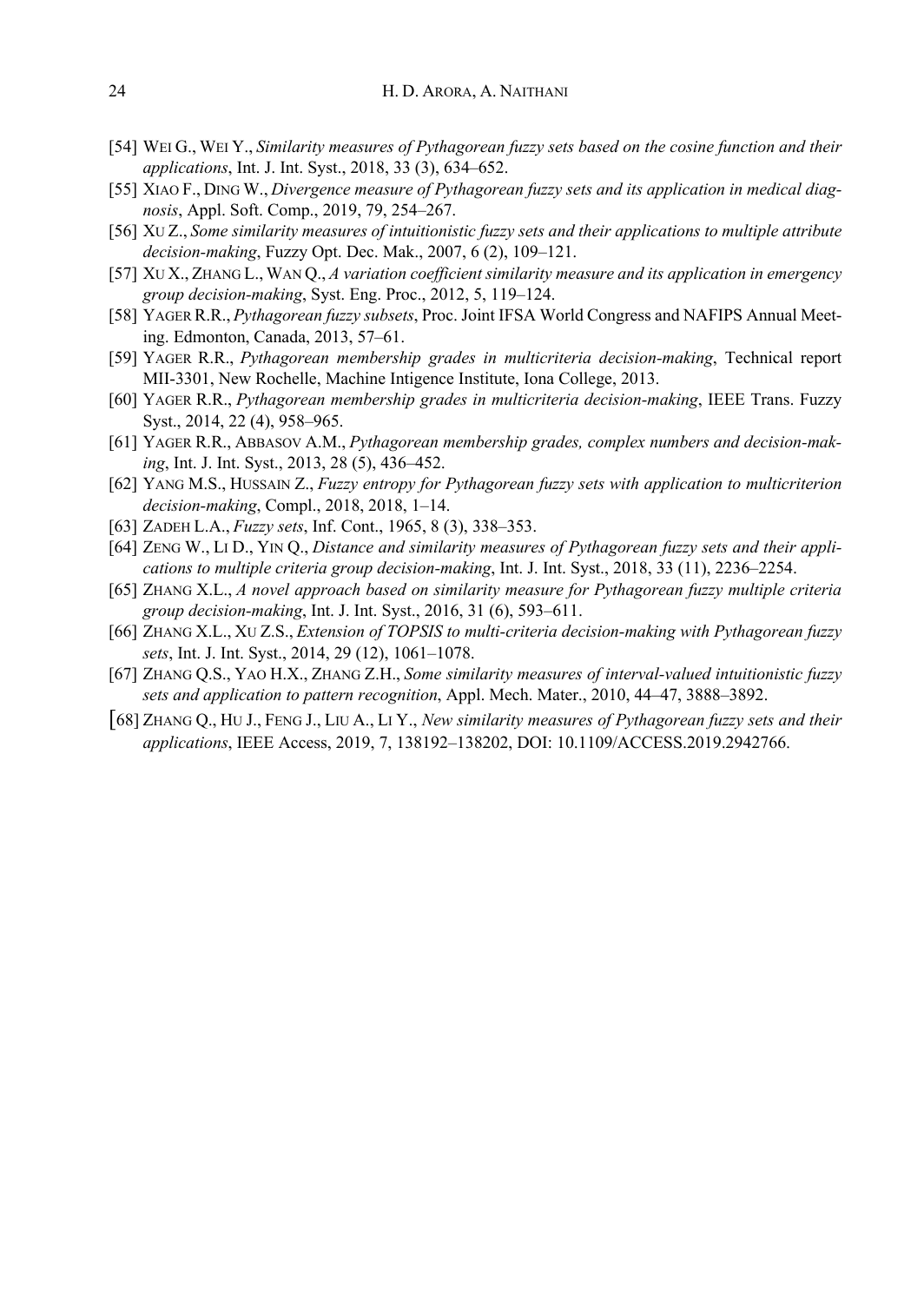[54] WEI G., WEI Y., *Similarity measures of Pythagorean fuzzy sets based on the cosine function and their applications*, Int. J. Int. Syst., 2018, 33 (3), 634–652.

[55] XIAO F., DING W., *Divergence measure of Pythagorean fuzzy sets and its application in medical diagnosis*, Appl. Soft. Comp., 2019, 79, 254–267.

[56] XU Z., *Some similarity measures of intuitionistic fuzzy sets and their applications to multiple attribute decision-making*, Fuzzy Opt. Dec. Mak., 2007, 6 (2), 109–121.

[57] XU X., ZHANG L., WAN Q., *A variation coefficient similarity measure and its application in emergency group decision-making*, Syst. Eng. Proc., 2012, 5, 119–124.

[58] YAGER R.R., *Pythagorean fuzzy subsets*, Proc. Joint IFSA World Congress and NAFIPS Annual Meeting. Edmonton, Canada, 2013, 57–61.

[59] YAGER R.R., *Pythagorean membership grades in multicriteria decision-making*, Technical report MII-3301, New Rochelle, Machine Intigence Institute, Iona College, 2013.

[60] YAGER R.R., *Pythagorean membership grades in multicriteria decision-making*, IEEE Trans. Fuzzy Syst., 2014, 22 (4), 958–965.

[61] YAGER R.R., ABBASOV A.M., *Pythagorean membership grades, complex numbers and decision-making*, Int. J. Int. Syst., 2013, 28 (5), 436–452.

[62] YANG M.S., HUSSAIN Z., *Fuzzy entropy for Pythagorean fuzzy sets with application to multicriterion decision-making*, Compl., 2018, 2018, 1–14.

[63] ZADEH L.A., *Fuzzy sets*, Inf. Cont., 1965, 8 (3), 338–353.

[64] ZENG W., LI D., YIN Q., *Distance and similarity measures of Pythagorean fuzzy sets and their applications to multiple criteria group decision-making*, Int. J. Int. Syst., 2018, 33 (11), 2236–2254.

[65] ZHANG X.L., *A novel approach based on similarity measure for Pythagorean fuzzy multiple criteria group decision-making*, Int. J. Int. Syst., 2016, 31 (6), 593–611.

[66] ZHANG X.L., XU Z.S., *Extension of TOPSIS to multi-criteria decision-making with Pythagorean fuzzy sets*, Int. J. Int. Syst., 2014, 29 (12), 1061–1078.

[67] ZHANG Q.S., YAO H.X., ZHANG Z.H., *Some similarity measures of interval-valued intuitionistic fuzzy sets and application to pattern recognition*, Appl. Mech. Mater., 2010, 44–47, 3888–3892.

[68] ZHANG Q., HU J., FENG J., LIU A., LI Y., *New similarity measures of Pythagorean fuzzy sets and their applications*, IEEE Access, 2019, 7, 138192–138202, DOI: 10.1109/ACCESS.2019.2942766.